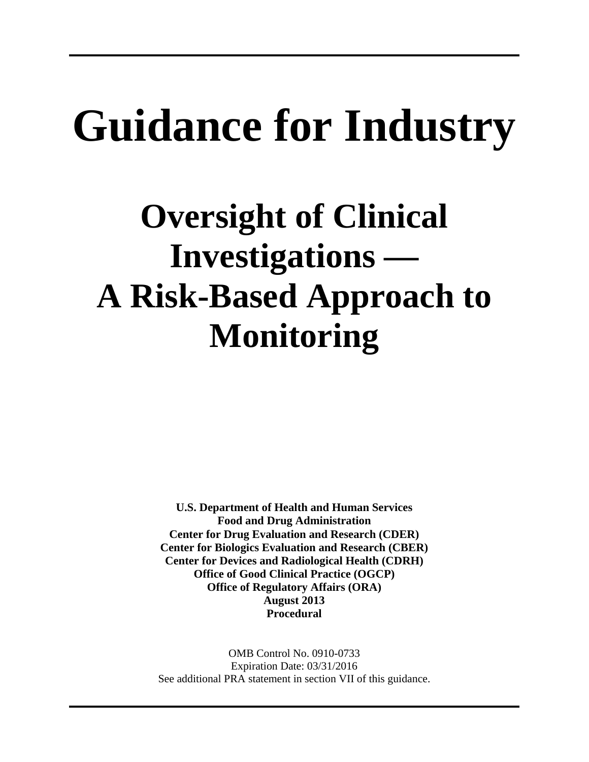# Guidance for Industry

## Oversight of Clinical Investigations — A Risk-Based Approach to Monitoring

**U.S. Department of Health and Human Services**
**Food and Drug Administration**
**Center for Drug Evaluation and Research (CDER)**
**Center for Biologics Evaluation and Research (CBER)**
**Center for Devices and Radiological Health (CDRH)**
**Office of Good Clinical Practice (OGCP)**
**Office of Regulatory Affairs (ORA)**
**August 2013**
**Procedural**

OMB Control No. 0910-0733
Expiration Date: 03/31/2016
See additional PRA statement in section VII of this guidance.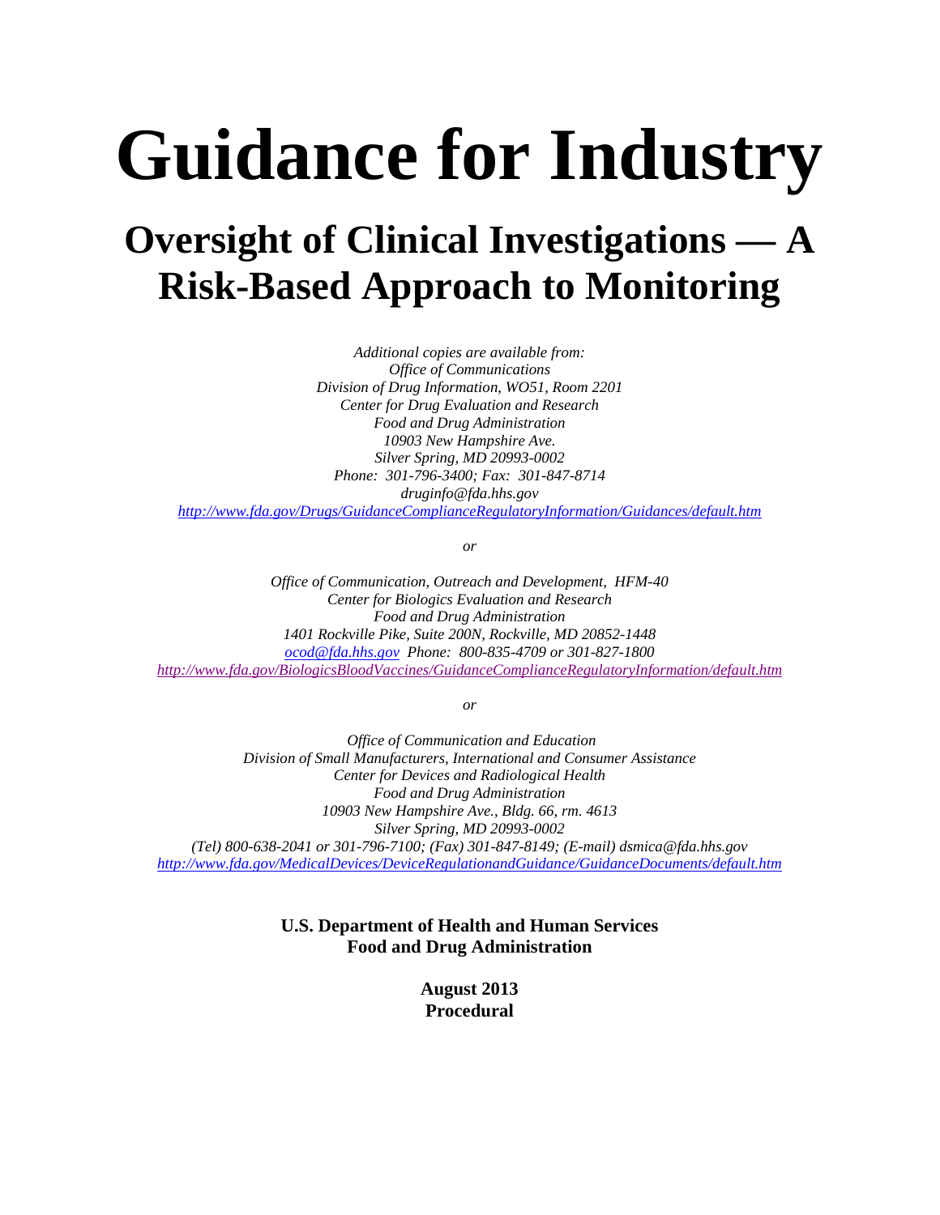# Guidance for Industry

## Oversight of Clinical Investigations — A Risk-Based Approach to Monitoring

*Additional copies are available from:*
*Office of Communications*
*Division of Drug Information, WO51, Room 2201*
*Center for Drug Evaluation and Research*
*Food and Drug Administration*
*10903 New Hampshire Ave.*
*Silver Spring, MD 20993-0002*
*Phone: 301-796-3400; Fax: 301-847-8714*
*druginfo@fda.hhs.gov*
*http://www.fda.gov/Drugs/GuidanceComplianceRegulatoryInformation/Guidances/default.htm*

*or*

*Office of Communication, Outreach and Development, HFM-40*
*Center for Biologics Evaluation and Research*
*Food and Drug Administration*
*1401 Rockville Pike, Suite 200N, Rockville, MD 20852-1448*
*ocod@fda.hhs.gov Phone: 800-835-4709 or 301-827-1800*
*http://www.fda.gov/BiologicsBloodVaccines/GuidanceComplianceRegulatoryInformation/default.htm*

*or*

*Office of Communication and Education*
*Division of Small Manufacturers, International and Consumer Assistance*
*Center for Devices and Radiological Health*
*Food and Drug Administration*
*10903 New Hampshire Ave., Bldg. 66, rm. 4613*
*Silver Spring, MD 20993-0002*
*(Tel) 800-638-2041 or 301-796-7100; (Fax) 301-847-8149; (E-mail) dsmica@fda.hhs.gov*
*http://www.fda.gov/MedicalDevices/DeviceRegulationandGuidance/GuidanceDocuments/default.htm*

**U.S. Department of Health and Human Services**
**Food and Drug Administration**

**August 2013**
**Procedural**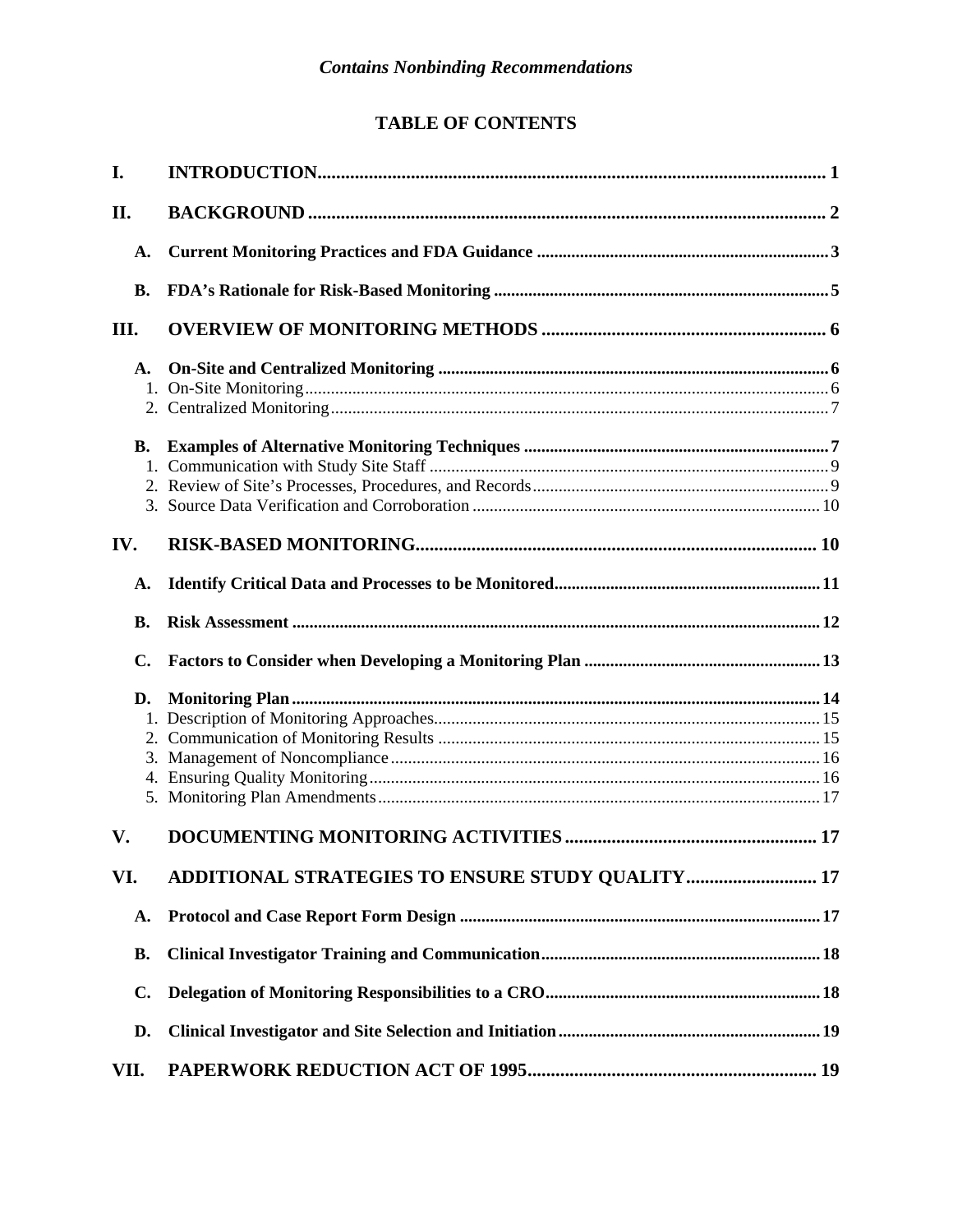*Contains Nonbinding Recommendations*

# TABLE OF CONTENTS

I. INTRODUCTION ..... 1

II. BACKGROUND ..... 2

- A. Current Monitoring Practices and FDA Guidance ..... 3
- B. FDA's Rationale for Risk-Based Monitoring ..... 5

III. OVERVIEW OF MONITORING METHODS ..... 6

- A. On-Site and Centralized Monitoring ..... 6
  1. On-Site Monitoring ..... 6
  2. Centralized Monitoring ..... 7
- B. Examples of Alternative Monitoring Techniques ..... 7
  1. Communication with Study Site Staff ..... 9
  2. Review of Site's Processes, Procedures, and Records ..... 9
  3. Source Data Verification and Corroboration ..... 10

IV. RISK-BASED MONITORING ..... 10

- A. Identify Critical Data and Processes to be Monitored ..... 11
- B. Risk Assessment ..... 12
- C. Factors to Consider when Developing a Monitoring Plan ..... 13
- D. Monitoring Plan ..... 14
  1. Description of Monitoring Approaches ..... 15
  2. Communication of Monitoring Results ..... 15
  3. Management of Noncompliance ..... 16
  4. Ensuring Quality Monitoring ..... 16
  5. Monitoring Plan Amendments ..... 17

V. DOCUMENTING MONITORING ACTIVITIES ..... 17

VI. ADDITIONAL STRATEGIES TO ENSURE STUDY QUALITY ..... 17

- A. Protocol and Case Report Form Design ..... 17
- B. Clinical Investigator Training and Communication ..... 18
- C. Delegation of Monitoring Responsibilities to a CRO ..... 18
- D. Clinical Investigator and Site Selection and Initiation ..... 19

VII. PAPERWORK REDUCTION ACT OF 1995 ..... 19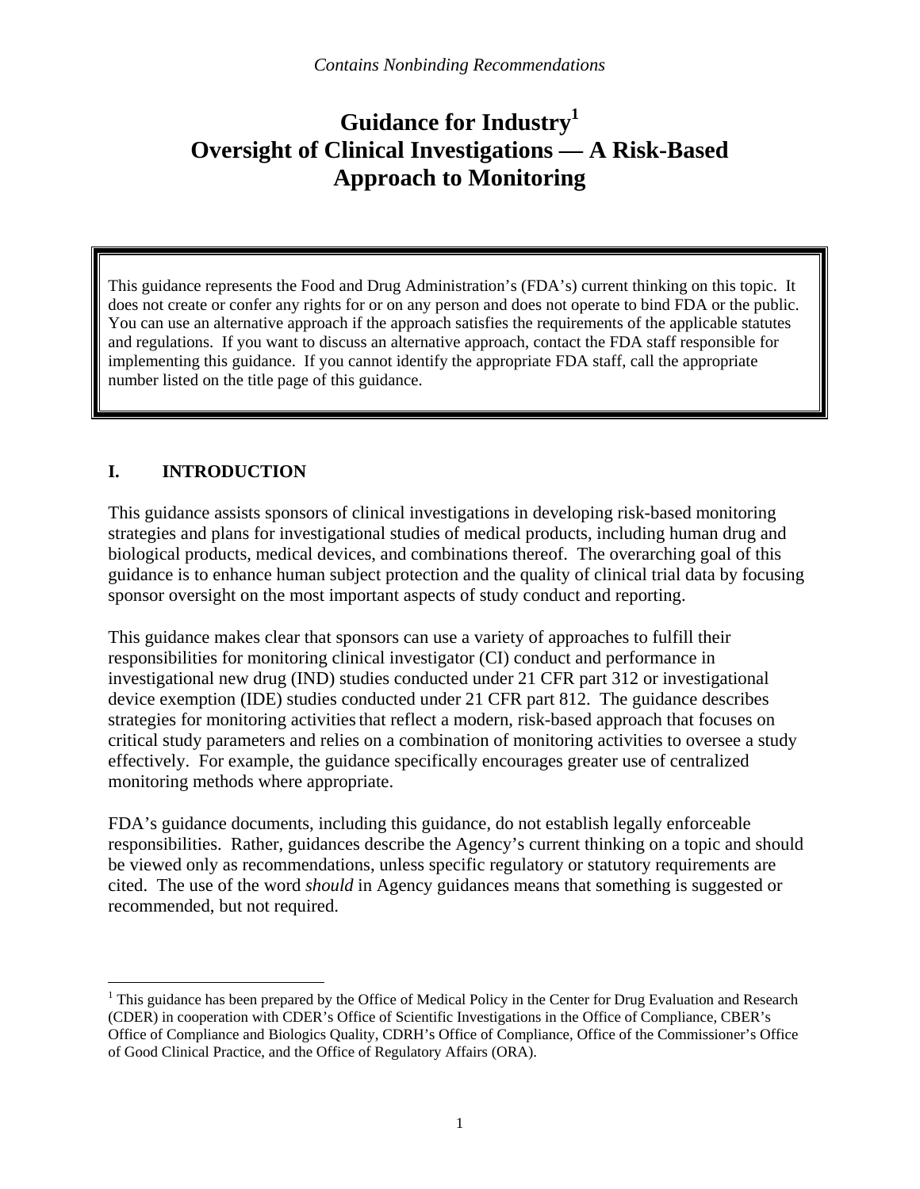*Contains Nonbinding Recommendations*

# Guidance for Industry[1] Oversight of Clinical Investigations — A Risk-Based Approach to Monitoring

This guidance represents the Food and Drug Administration's (FDA's) current thinking on this topic. It does not create or confer any rights for or on any person and does not operate to bind FDA or the public. You can use an alternative approach if the approach satisfies the requirements of the applicable statutes and regulations. If you want to discuss an alternative approach, contact the FDA staff responsible for implementing this guidance. If you cannot identify the appropriate FDA staff, call the appropriate number listed on the title page of this guidance.

## I. INTRODUCTION

This guidance assists sponsors of clinical investigations in developing risk-based monitoring strategies and plans for investigational studies of medical products, including human drug and biological products, medical devices, and combinations thereof. The overarching goal of this guidance is to enhance human subject protection and the quality of clinical trial data by focusing sponsor oversight on the most important aspects of study conduct and reporting.

This guidance makes clear that sponsors can use a variety of approaches to fulfill their responsibilities for monitoring clinical investigator (CI) conduct and performance in investigational new drug (IND) studies conducted under 21 CFR part 312 or investigational device exemption (IDE) studies conducted under 21 CFR part 812. The guidance describes strategies for monitoring activities that reflect a modern, risk-based approach that focuses on critical study parameters and relies on a combination of monitoring activities to oversee a study effectively. For example, the guidance specifically encourages greater use of centralized monitoring methods where appropriate.

FDA's guidance documents, including this guidance, do not establish legally enforceable responsibilities. Rather, guidances describe the Agency's current thinking on a topic and should be viewed only as recommendations, unless specific regulatory or statutory requirements are cited. The use of the word *should* in Agency guidances means that something is suggested or recommended, but not required.

---

[1] This guidance has been prepared by the Office of Medical Policy in the Center for Drug Evaluation and Research (CDER) in cooperation with CDER's Office of Scientific Investigations in the Office of Compliance, CBER's Office of Compliance and Biologics Quality, CDRH's Office of Compliance, Office of the Commissioner's Office of Good Clinical Practice, and the Office of Regulatory Affairs (ORA).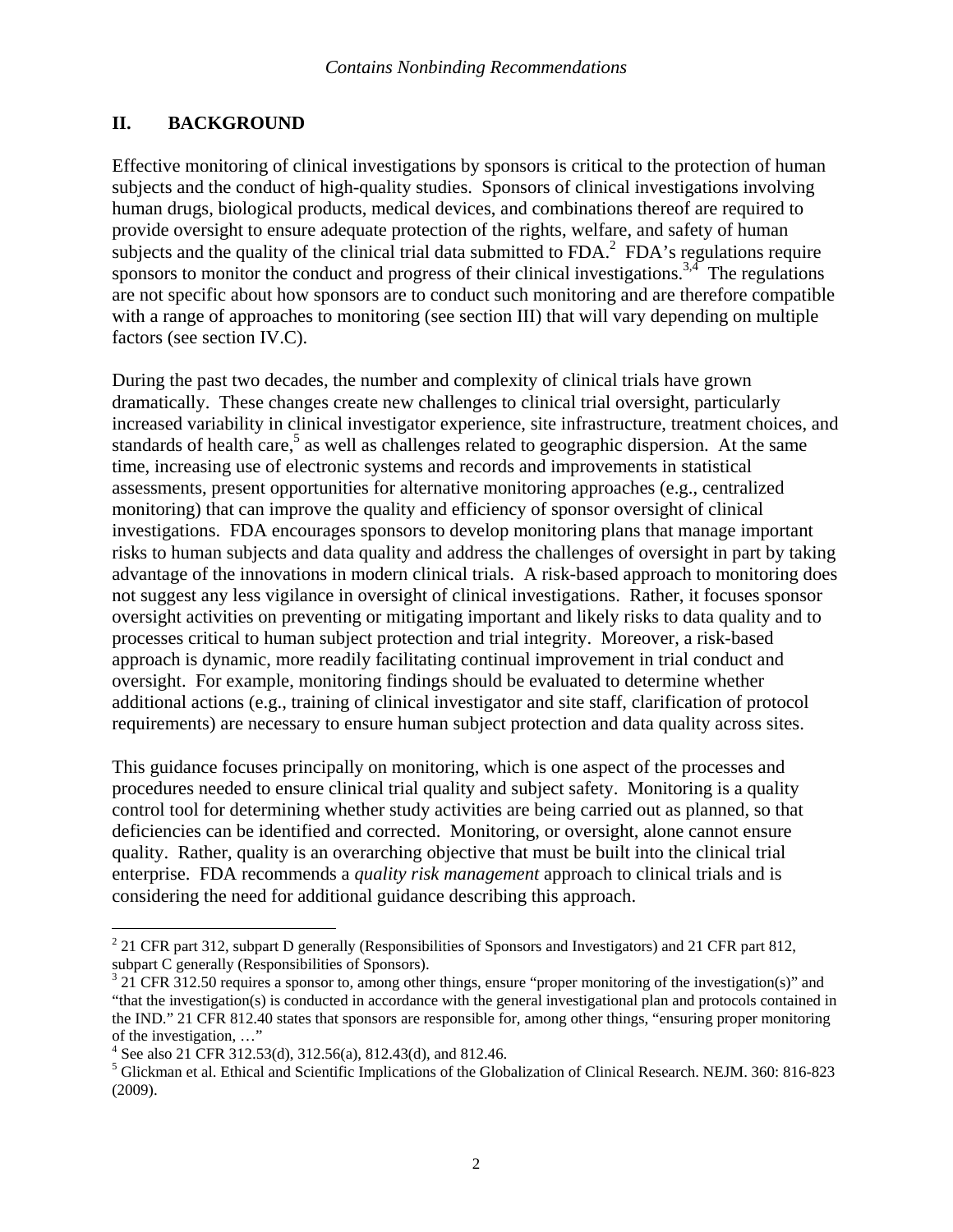## II. BACKGROUND

Effective monitoring of clinical investigations by sponsors is critical to the protection of human subjects and the conduct of high-quality studies. Sponsors of clinical investigations involving human drugs, biological products, medical devices, and combinations thereof are required to provide oversight to ensure adequate protection of the rights, welfare, and safety of human subjects and the quality of the clinical trial data submitted to FDA.[2] FDA's regulations require sponsors to monitor the conduct and progress of their clinical investigations.[3,4] The regulations are not specific about how sponsors are to conduct such monitoring and are therefore compatible with a range of approaches to monitoring (see section III) that will vary depending on multiple factors (see section IV.C).

During the past two decades, the number and complexity of clinical trials have grown dramatically. These changes create new challenges to clinical trial oversight, particularly increased variability in clinical investigator experience, site infrastructure, treatment choices, and standards of health care,[5] as well as challenges related to geographic dispersion. At the same time, increasing use of electronic systems and records and improvements in statistical assessments, present opportunities for alternative monitoring approaches (e.g., centralized monitoring) that can improve the quality and efficiency of sponsor oversight of clinical investigations. FDA encourages sponsors to develop monitoring plans that manage important risks to human subjects and data quality and address the challenges of oversight in part by taking advantage of the innovations in modern clinical trials. A risk-based approach to monitoring does not suggest any less vigilance in oversight of clinical investigations. Rather, it focuses sponsor oversight activities on preventing or mitigating important and likely risks to data quality and to processes critical to human subject protection and trial integrity. Moreover, a risk-based approach is dynamic, more readily facilitating continual improvement in trial conduct and oversight. For example, monitoring findings should be evaluated to determine whether additional actions (e.g., training of clinical investigator and site staff, clarification of protocol requirements) are necessary to ensure human subject protection and data quality across sites.

This guidance focuses principally on monitoring, which is one aspect of the processes and procedures needed to ensure clinical trial quality and subject safety. Monitoring is a quality control tool for determining whether study activities are being carried out as planned, so that deficiencies can be identified and corrected. Monitoring, or oversight, alone cannot ensure quality. Rather, quality is an overarching objective that must be built into the clinical trial enterprise. FDA recommends a *quality risk management* approach to clinical trials and is considering the need for additional guidance describing this approach.

---

[2] 21 CFR part 312, subpart D generally (Responsibilities of Sponsors and Investigators) and 21 CFR part 812, subpart C generally (Responsibilities of Sponsors).

[3] 21 CFR 312.50 requires a sponsor to, among other things, ensure "proper monitoring of the investigation(s)" and "that the investigation(s) is conducted in accordance with the general investigational plan and protocols contained in the IND." 21 CFR 812.40 states that sponsors are responsible for, among other things, "ensuring proper monitoring of the investigation, …"

[4] See also 21 CFR 312.53(d), 312.56(a), 812.43(d), and 812.46.

[5] Glickman et al. Ethical and Scientific Implications of the Globalization of Clinical Research. NEJM. 360: 816-823 (2009).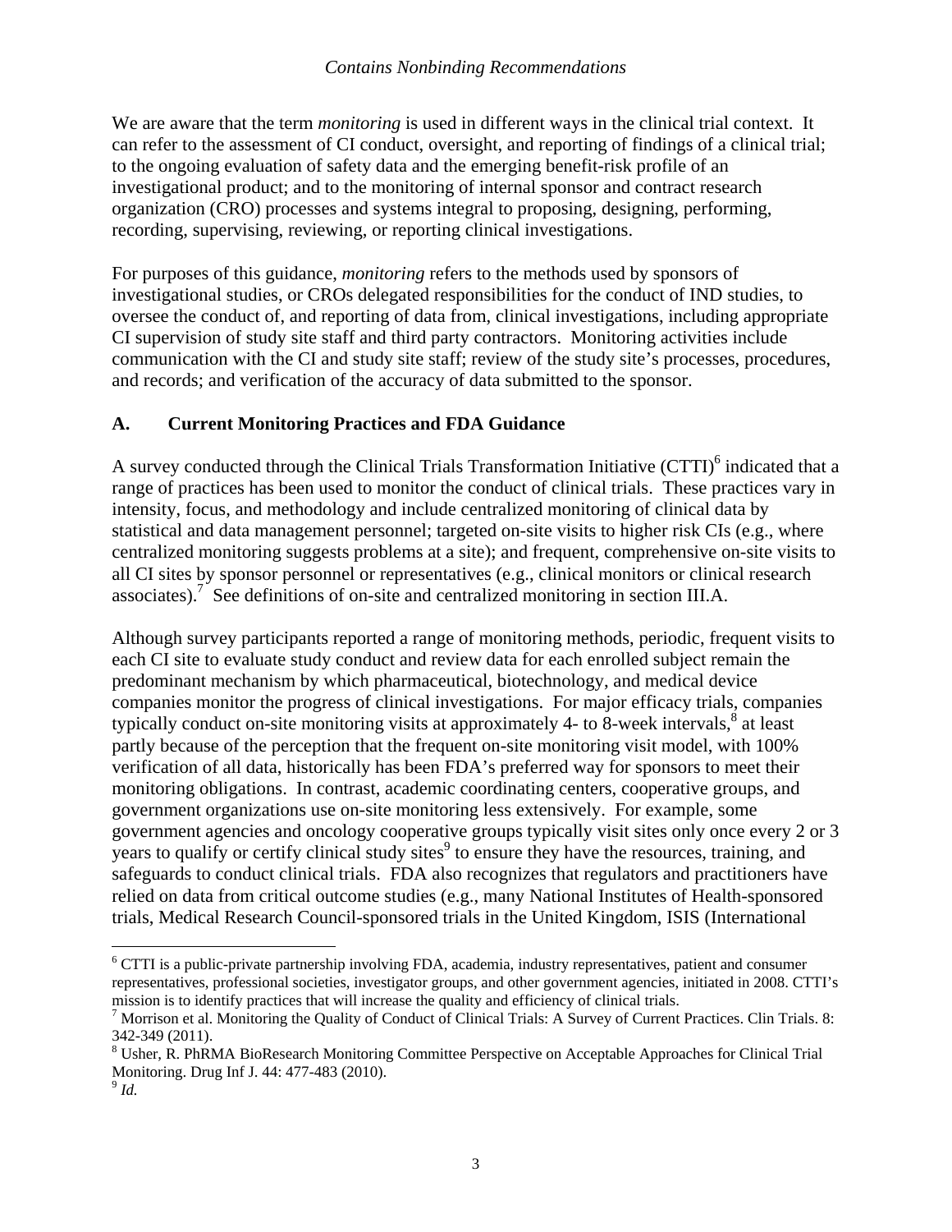We are aware that the term *monitoring* is used in different ways in the clinical trial context. It can refer to the assessment of CI conduct, oversight, and reporting of findings of a clinical trial; to the ongoing evaluation of safety data and the emerging benefit-risk profile of an investigational product; and to the monitoring of internal sponsor and contract research organization (CRO) processes and systems integral to proposing, designing, performing, recording, supervising, reviewing, or reporting clinical investigations.

For purposes of this guidance, *monitoring* refers to the methods used by sponsors of investigational studies, or CROs delegated responsibilities for the conduct of IND studies, to oversee the conduct of, and reporting of data from, clinical investigations, including appropriate CI supervision of study site staff and third party contractors. Monitoring activities include communication with the CI and study site staff; review of the study site's processes, procedures, and records; and verification of the accuracy of data submitted to the sponsor.

## A. Current Monitoring Practices and FDA Guidance

A survey conducted through the Clinical Trials Transformation Initiative (CTTI)[6] indicated that a range of practices has been used to monitor the conduct of clinical trials. These practices vary in intensity, focus, and methodology and include centralized monitoring of clinical data by statistical and data management personnel; targeted on-site visits to higher risk CIs (e.g., where centralized monitoring suggests problems at a site); and frequent, comprehensive on-site visits to all CI sites by sponsor personnel or representatives (e.g., clinical monitors or clinical research associates).[7] See definitions of on-site and centralized monitoring in section III.A.

Although survey participants reported a range of monitoring methods, periodic, frequent visits to each CI site to evaluate study conduct and review data for each enrolled subject remain the predominant mechanism by which pharmaceutical, biotechnology, and medical device companies monitor the progress of clinical investigations. For major efficacy trials, companies typically conduct on-site monitoring visits at approximately 4- to 8-week intervals,[8] at least partly because of the perception that the frequent on-site monitoring visit model, with 100% verification of all data, historically has been FDA's preferred way for sponsors to meet their monitoring obligations. In contrast, academic coordinating centers, cooperative groups, and government organizations use on-site monitoring less extensively. For example, some government agencies and oncology cooperative groups typically visit sites only once every 2 or 3 years to qualify or certify clinical study sites[9] to ensure they have the resources, training, and safeguards to conduct clinical trials. FDA also recognizes that regulators and practitioners have relied on data from critical outcome studies (e.g., many National Institutes of Health-sponsored trials, Medical Research Council-sponsored trials in the United Kingdom, ISIS (International

---

[6] CTTI is a public-private partnership involving FDA, academia, industry representatives, patient and consumer representatives, professional societies, investigator groups, and other government agencies, initiated in 2008. CTTI's mission is to identify practices that will increase the quality and efficiency of clinical trials.

[7] Morrison et al. Monitoring the Quality of Conduct of Clinical Trials: A Survey of Current Practices. Clin Trials. 8: 342-349 (2011).

[8] Usher, R. PhRMA BioResearch Monitoring Committee Perspective on Acceptable Approaches for Clinical Trial Monitoring. Drug Inf J. 44: 477-483 (2010).

[9] *Id.*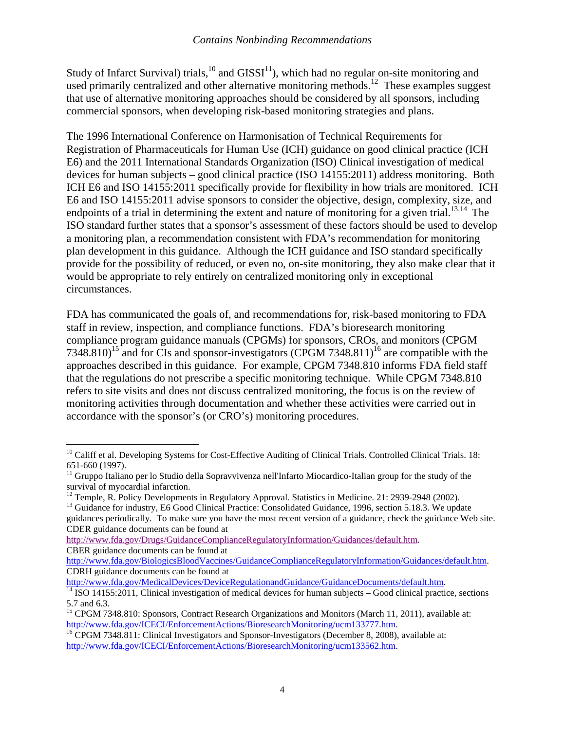Study of Infarct Survival) trials,[10] and GISSI[11]), which had no regular on-site monitoring and used primarily centralized and other alternative monitoring methods.[12] These examples suggest that use of alternative monitoring approaches should be considered by all sponsors, including commercial sponsors, when developing risk-based monitoring strategies and plans.

The 1996 International Conference on Harmonisation of Technical Requirements for Registration of Pharmaceuticals for Human Use (ICH) guidance on good clinical practice (ICH E6) and the 2011 International Standards Organization (ISO) Clinical investigation of medical devices for human subjects – good clinical practice (ISO 14155:2011) address monitoring. Both ICH E6 and ISO 14155:2011 specifically provide for flexibility in how trials are monitored. ICH E6 and ISO 14155:2011 advise sponsors to consider the objective, design, complexity, size, and endpoints of a trial in determining the extent and nature of monitoring for a given trial.[13,14] The ISO standard further states that a sponsor's assessment of these factors should be used to develop a monitoring plan, a recommendation consistent with FDA's recommendation for monitoring plan development in this guidance. Although the ICH guidance and ISO standard specifically provide for the possibility of reduced, or even no, on-site monitoring, they also make clear that it would be appropriate to rely entirely on centralized monitoring only in exceptional circumstances.

FDA has communicated the goals of, and recommendations for, risk-based monitoring to FDA staff in review, inspection, and compliance functions. FDA's bioresearch monitoring compliance program guidance manuals (CPGMs) for sponsors, CROs, and monitors (CPGM 7348.810)[15] and for CIs and sponsor-investigators (CPGM 7348.811)[16] are compatible with the approaches described in this guidance. For example, CPGM 7348.810 informs FDA field staff that the regulations do not prescribe a specific monitoring technique. While CPGM 7348.810 refers to site visits and does not discuss centralized monitoring, the focus is on the review of monitoring activities through documentation and whether these activities were carried out in accordance with the sponsor's (or CRO's) monitoring procedures.

---

[10] Califf et al. Developing Systems for Cost-Effective Auditing of Clinical Trials. Controlled Clinical Trials. 18: 651-660 (1997).

[11] Gruppo Italiano per lo Studio della Sopravvivenza nell'Infarto Miocardico-Italian group for the study of the survival of myocardial infarction.

[12] Temple, R. Policy Developments in Regulatory Approval. Statistics in Medicine. 21: 2939-2948 (2002).

[13] Guidance for industry, E6 Good Clinical Practice: Consolidated Guidance, 1996, section 5.18.3. We update guidances periodically. To make sure you have the most recent version of a guidance, check the guidance Web site. CDER guidance documents can be found at http://www.fda.gov/Drugs/GuidanceComplianceRegulatoryInformation/Guidances/default.htm. CBER guidance documents can be found at http://www.fda.gov/BiologicsBloodVaccines/GuidanceComplianceRegulatoryInformation/Guidances/default.htm. CDRH guidance documents can be found at http://www.fda.gov/MedicalDevices/DeviceRegulationandGuidance/GuidanceDocuments/default.htm.

[14] ISO 14155:2011, Clinical investigation of medical devices for human subjects – Good clinical practice, sections 5.7 and 6.3.

[15] CPGM 7348.810: Sponsors, Contract Research Organizations and Monitors (March 11, 2011), available at: http://www.fda.gov/ICECI/EnforcementActions/BioresearchMonitoring/ucm133777.htm.

[16] CPGM 7348.811: Clinical Investigators and Sponsor-Investigators (December 8, 2008), available at: http://www.fda.gov/ICECI/EnforcementActions/BioresearchMonitoring/ucm133562.htm.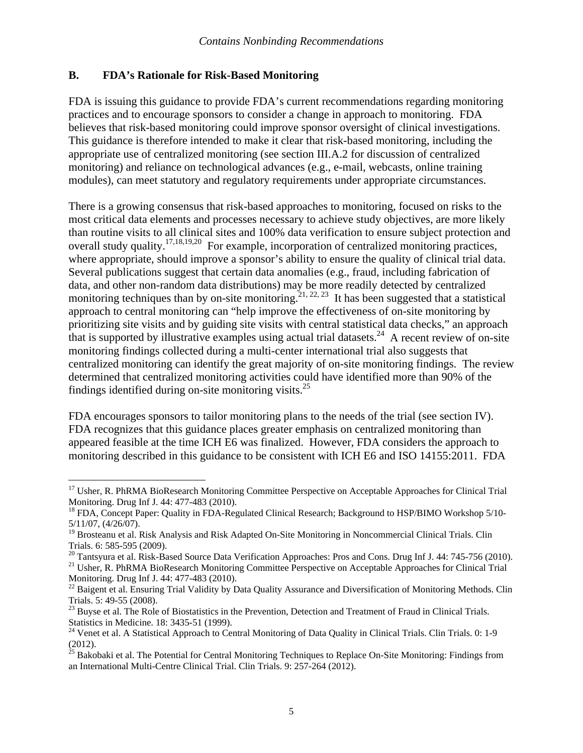### B. FDA's Rationale for Risk-Based Monitoring

FDA is issuing this guidance to provide FDA's current recommendations regarding monitoring practices and to encourage sponsors to consider a change in approach to monitoring. FDA believes that risk-based monitoring could improve sponsor oversight of clinical investigations. This guidance is therefore intended to make it clear that risk-based monitoring, including the appropriate use of centralized monitoring (see section III.A.2 for discussion of centralized monitoring) and reliance on technological advances (e.g., e-mail, webcasts, online training modules), can meet statutory and regulatory requirements under appropriate circumstances.

There is a growing consensus that risk-based approaches to monitoring, focused on risks to the most critical data elements and processes necessary to achieve study objectives, are more likely than routine visits to all clinical sites and 100% data verification to ensure subject protection and overall study quality.[17,18,19,20] For example, incorporation of centralized monitoring practices, where appropriate, should improve a sponsor's ability to ensure the quality of clinical trial data. Several publications suggest that certain data anomalies (e.g., fraud, including fabrication of data, and other non-random data distributions) may be more readily detected by centralized monitoring techniques than by on-site monitoring.[21, 22, 23] It has been suggested that a statistical approach to central monitoring can "help improve the effectiveness of on-site monitoring by prioritizing site visits and by guiding site visits with central statistical data checks," an approach that is supported by illustrative examples using actual trial datasets.[24] A recent review of on-site monitoring findings collected during a multi-center international trial also suggests that centralized monitoring can identify the great majority of on-site monitoring findings. The review determined that centralized monitoring activities could have identified more than 90% of the findings identified during on-site monitoring visits.[25]

FDA encourages sponsors to tailor monitoring plans to the needs of the trial (see section IV). FDA recognizes that this guidance places greater emphasis on centralized monitoring than appeared feasible at the time ICH E6 was finalized. However, FDA considers the approach to monitoring described in this guidance to be consistent with ICH E6 and ISO 14155:2011. FDA

---

[17] Usher, R. PhRMA BioResearch Monitoring Committee Perspective on Acceptable Approaches for Clinical Trial Monitoring. Drug Inf J. 44: 477-483 (2010).

[18] FDA, Concept Paper: Quality in FDA-Regulated Clinical Research; Background to HSP/BIMO Workshop 5/10-5/11/07, (4/26/07).

[19] Brosteanu et al. Risk Analysis and Risk Adapted On-Site Monitoring in Noncommercial Clinical Trials. Clin Trials. 6: 585-595 (2009).

[20] Tantsyura et al. Risk-Based Source Data Verification Approaches: Pros and Cons. Drug Inf J. 44: 745-756 (2010).

[21] Usher, R. PhRMA BioResearch Monitoring Committee Perspective on Acceptable Approaches for Clinical Trial Monitoring. Drug Inf J. 44: 477-483 (2010).

[22] Baigent et al. Ensuring Trial Validity by Data Quality Assurance and Diversification of Monitoring Methods. Clin Trials. 5: 49-55 (2008).

[23] Buyse et al. The Role of Biostatistics in the Prevention, Detection and Treatment of Fraud in Clinical Trials. Statistics in Medicine. 18: 3435-51 (1999).

[24] Venet et al. A Statistical Approach to Central Monitoring of Data Quality in Clinical Trials. Clin Trials. 0: 1-9 (2012).

[25] Bakobaki et al. The Potential for Central Monitoring Techniques to Replace On-Site Monitoring: Findings from an International Multi-Centre Clinical Trial. Clin Trials. 9: 257-264 (2012).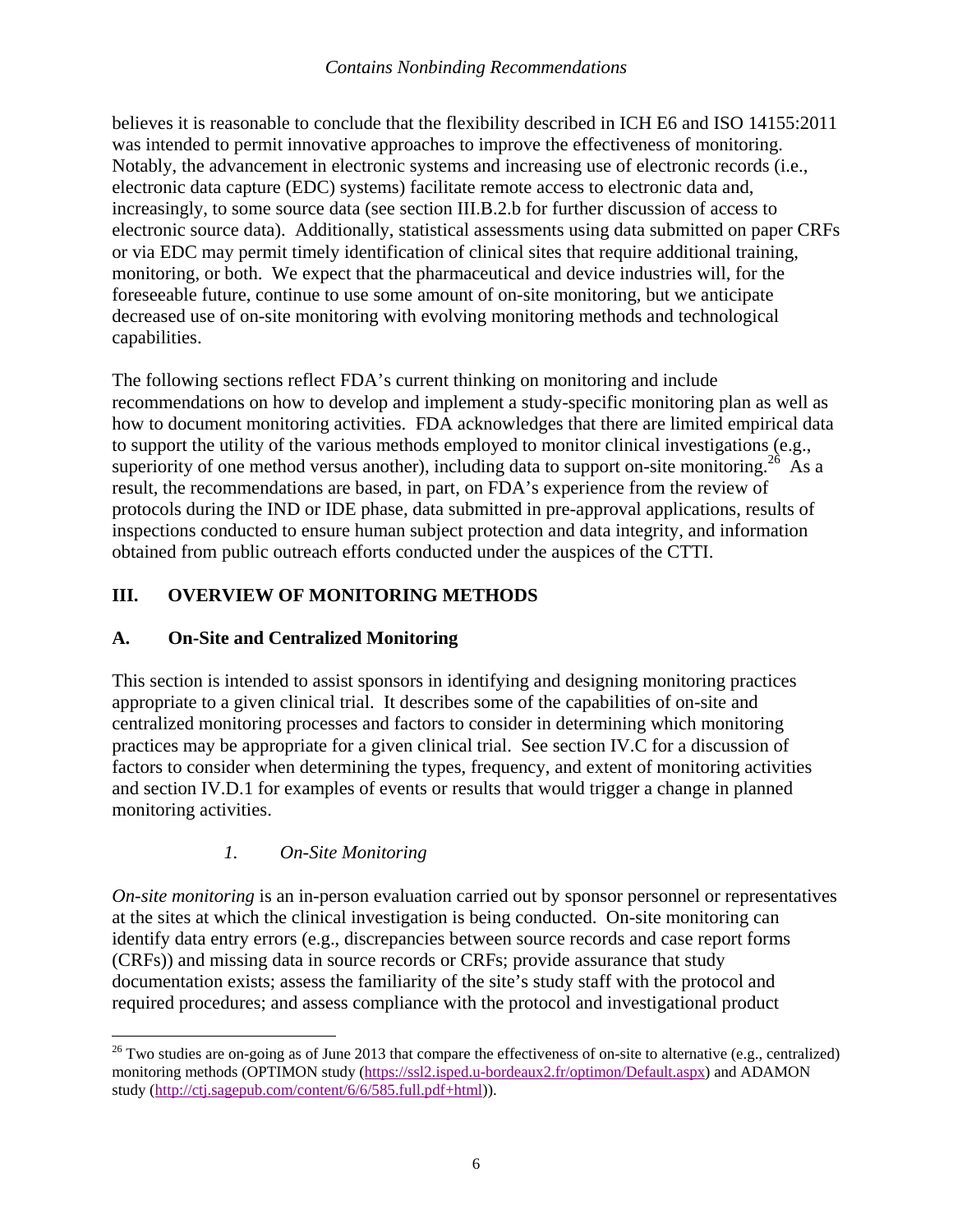believes it is reasonable to conclude that the flexibility described in ICH E6 and ISO 14155:2011 was intended to permit innovative approaches to improve the effectiveness of monitoring. Notably, the advancement in electronic systems and increasing use of electronic records (i.e., electronic data capture (EDC) systems) facilitate remote access to electronic data and, increasingly, to some source data (see section III.B.2.b for further discussion of access to electronic source data). Additionally, statistical assessments using data submitted on paper CRFs or via EDC may permit timely identification of clinical sites that require additional training, monitoring, or both. We expect that the pharmaceutical and device industries will, for the foreseeable future, continue to use some amount of on-site monitoring, but we anticipate decreased use of on-site monitoring with evolving monitoring methods and technological capabilities.

The following sections reflect FDA's current thinking on monitoring and include recommendations on how to develop and implement a study-specific monitoring plan as well as how to document monitoring activities. FDA acknowledges that there are limited empirical data to support the utility of the various methods employed to monitor clinical investigations (e.g., superiority of one method versus another), including data to support on-site monitoring.[26] As a result, the recommendations are based, in part, on FDA's experience from the review of protocols during the IND or IDE phase, data submitted in pre-approval applications, results of inspections conducted to ensure human subject protection and data integrity, and information obtained from public outreach efforts conducted under the auspices of the CTTI.

## III. OVERVIEW OF MONITORING METHODS

### A. On-Site and Centralized Monitoring

This section is intended to assist sponsors in identifying and designing monitoring practices appropriate to a given clinical trial. It describes some of the capabilities of on-site and centralized monitoring processes and factors to consider in determining which monitoring practices may be appropriate for a given clinical trial. See section IV.C for a discussion of factors to consider when determining the types, frequency, and extent of monitoring activities and section IV.D.1 for examples of events or results that would trigger a change in planned monitoring activities.

#### *1. On-Site Monitoring*

*On-site monitoring* is an in-person evaluation carried out by sponsor personnel or representatives at the sites at which the clinical investigation is being conducted. On-site monitoring can identify data entry errors (e.g., discrepancies between source records and case report forms (CRFs)) and missing data in source records or CRFs; provide assurance that study documentation exists; assess the familiarity of the site's study staff with the protocol and required procedures; and assess compliance with the protocol and investigational product

---

[26] Two studies are on-going as of June 2013 that compare the effectiveness of on-site to alternative (e.g., centralized) monitoring methods (OPTIMON study (https://ssl2.isped.u-bordeaux2.fr/optimon/Default.aspx) and ADAMON study (http://ctj.sagepub.com/content/6/6/585.full.pdf+html)).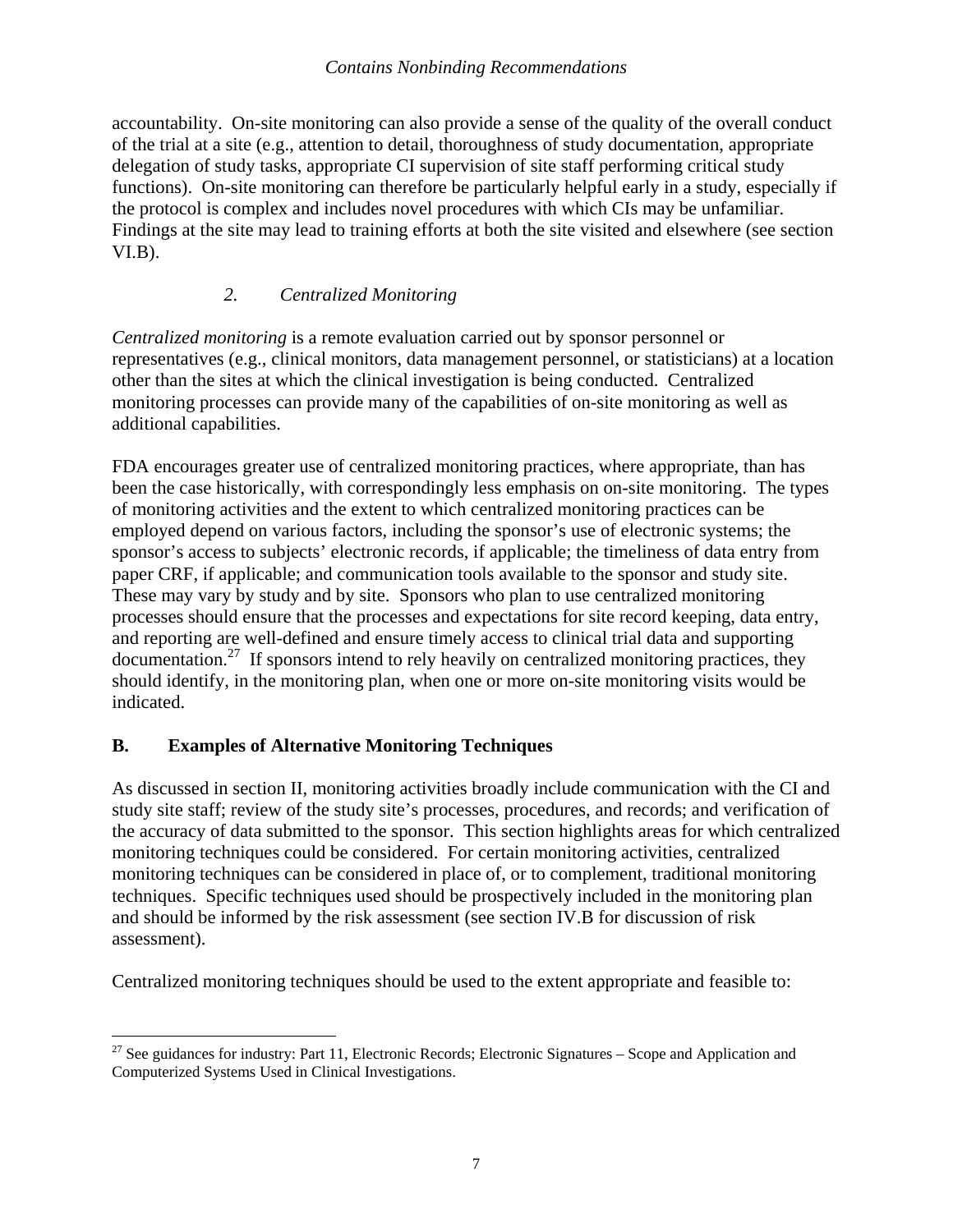accountability. On-site monitoring can also provide a sense of the quality of the overall conduct of the trial at a site (e.g., attention to detail, thoroughness of study documentation, appropriate delegation of study tasks, appropriate CI supervision of site staff performing critical study functions). On-site monitoring can therefore be particularly helpful early in a study, especially if the protocol is complex and includes novel procedures with which CIs may be unfamiliar. Findings at the site may lead to training efforts at both the site visited and elsewhere (see section VI.B).

#### *2. Centralized Monitoring*

*Centralized monitoring* is a remote evaluation carried out by sponsor personnel or representatives (e.g., clinical monitors, data management personnel, or statisticians) at a location other than the sites at which the clinical investigation is being conducted. Centralized monitoring processes can provide many of the capabilities of on-site monitoring as well as additional capabilities.

FDA encourages greater use of centralized monitoring practices, where appropriate, than has been the case historically, with correspondingly less emphasis on on-site monitoring. The types of monitoring activities and the extent to which centralized monitoring practices can be employed depend on various factors, including the sponsor's use of electronic systems; the sponsor's access to subjects' electronic records, if applicable; the timeliness of data entry from paper CRF, if applicable; and communication tools available to the sponsor and study site. These may vary by study and by site. Sponsors who plan to use centralized monitoring processes should ensure that the processes and expectations for site record keeping, data entry, and reporting are well-defined and ensure timely access to clinical trial data and supporting documentation.[27] If sponsors intend to rely heavily on centralized monitoring practices, they should identify, in the monitoring plan, when one or more on-site monitoring visits would be indicated.

### **B. Examples of Alternative Monitoring Techniques**

As discussed in section II, monitoring activities broadly include communication with the CI and study site staff; review of the study site's processes, procedures, and records; and verification of the accuracy of data submitted to the sponsor. This section highlights areas for which centralized monitoring techniques could be considered. For certain monitoring activities, centralized monitoring techniques can be considered in place of, or to complement, traditional monitoring techniques. Specific techniques used should be prospectively included in the monitoring plan and should be informed by the risk assessment (see section IV.B for discussion of risk assessment).

Centralized monitoring techniques should be used to the extent appropriate and feasible to:

---

[27] See guidances for industry: Part 11, Electronic Records; Electronic Signatures – Scope and Application and Computerized Systems Used in Clinical Investigations.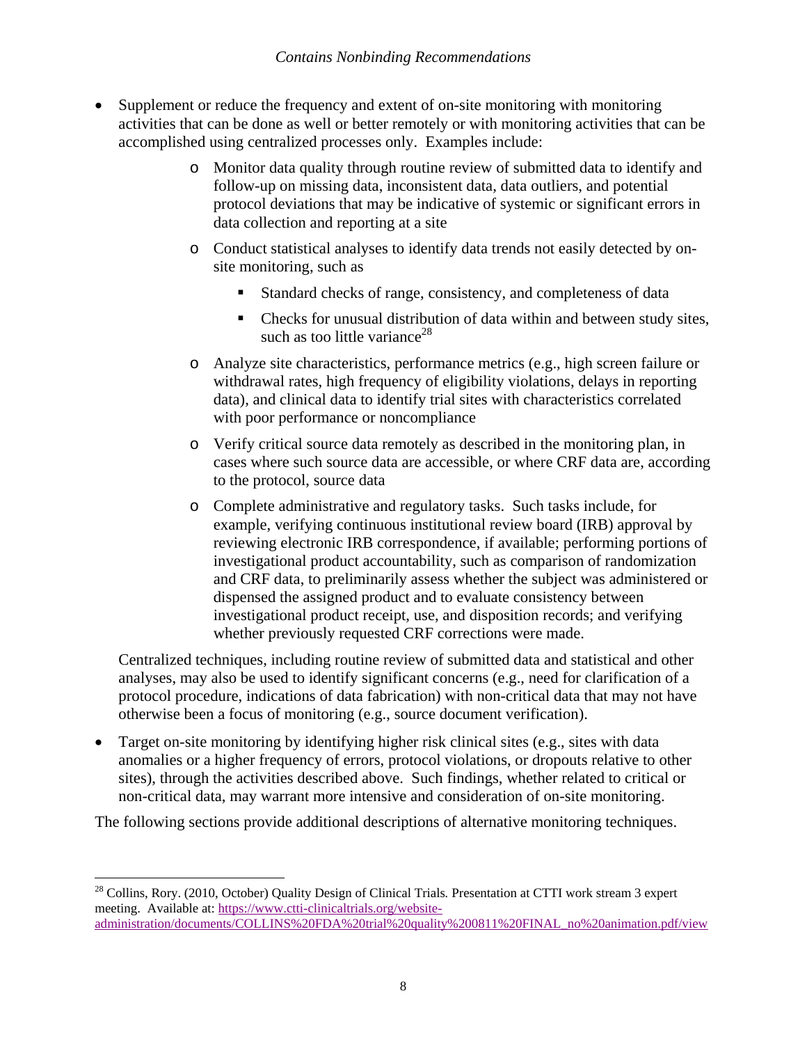- Supplement or reduce the frequency and extent of on-site monitoring with monitoring activities that can be done as well or better remotely or with monitoring activities that can be accomplished using centralized processes only. Examples include:
    - Monitor data quality through routine review of submitted data to identify and follow-up on missing data, inconsistent data, data outliers, and potential protocol deviations that may be indicative of systemic or significant errors in data collection and reporting at a site
    - Conduct statistical analyses to identify data trends not easily detected by on-site monitoring, such as
        - Standard checks of range, consistency, and completeness of data
        - Checks for unusual distribution of data within and between study sites, such as too little variance[28]
    - Analyze site characteristics, performance metrics (e.g., high screen failure or withdrawal rates, high frequency of eligibility violations, delays in reporting data), and clinical data to identify trial sites with characteristics correlated with poor performance or noncompliance
    - Verify critical source data remotely as described in the monitoring plan, in cases where such source data are accessible, or where CRF data are, according to the protocol, source data
    - Complete administrative and regulatory tasks. Such tasks include, for example, verifying continuous institutional review board (IRB) approval by reviewing electronic IRB correspondence, if available; performing portions of investigational product accountability, such as comparison of randomization and CRF data, to preliminarily assess whether the subject was administered or dispensed the assigned product and to evaluate consistency between investigational product receipt, use, and disposition records; and verifying whether previously requested CRF corrections were made.

  Centralized techniques, including routine review of submitted data and statistical and other analyses, may also be used to identify significant concerns (e.g., need for clarification of a protocol procedure, indications of data fabrication) with non-critical data that may not have otherwise been a focus of monitoring (e.g., source document verification).

- Target on-site monitoring by identifying higher risk clinical sites (e.g., sites with data anomalies or a higher frequency of errors, protocol violations, or dropouts relative to other sites), through the activities described above. Such findings, whether related to critical or non-critical data, may warrant more intensive and consideration of on-site monitoring.

The following sections provide additional descriptions of alternative monitoring techniques.

---

[28] Collins, Rory. (2010, October) Quality Design of Clinical Trials*.* Presentation at CTTI work stream 3 expert meeting. Available at: https://www.ctti-clinicaltrials.org/website-administration/documents/COLLINS%20FDA%20trial%20quality%200811%20FINAL_no%20animation.pdf/view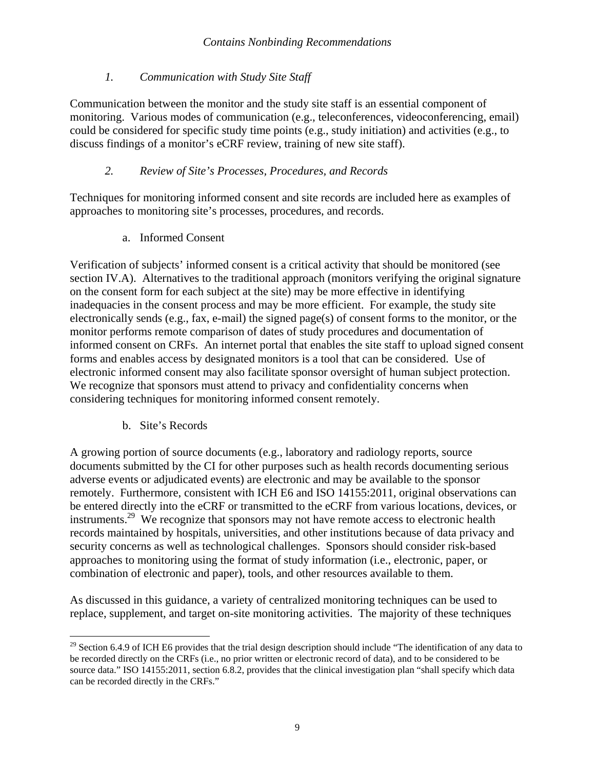### *1. Communication with Study Site Staff*

Communication between the monitor and the study site staff is an essential component of monitoring. Various modes of communication (e.g., teleconferences, videoconferencing, email) could be considered for specific study time points (e.g., study initiation) and activities (e.g., to discuss findings of a monitor's eCRF review, training of new site staff).

### *2. Review of Site's Processes, Procedures, and Records*

Techniques for monitoring informed consent and site records are included here as examples of approaches to monitoring site's processes, procedures, and records.

#### a. Informed Consent

Verification of subjects' informed consent is a critical activity that should be monitored (see section IV.A). Alternatives to the traditional approach (monitors verifying the original signature on the consent form for each subject at the site) may be more effective in identifying inadequacies in the consent process and may be more efficient. For example, the study site electronically sends (e.g., fax, e-mail) the signed page(s) of consent forms to the monitor, or the monitor performs remote comparison of dates of study procedures and documentation of informed consent on CRFs. An internet portal that enables the site staff to upload signed consent forms and enables access by designated monitors is a tool that can be considered. Use of electronic informed consent may also facilitate sponsor oversight of human subject protection. We recognize that sponsors must attend to privacy and confidentiality concerns when considering techniques for monitoring informed consent remotely.

#### b. Site's Records

A growing portion of source documents (e.g., laboratory and radiology reports, source documents submitted by the CI for other purposes such as health records documenting serious adverse events or adjudicated events) are electronic and may be available to the sponsor remotely. Furthermore, consistent with ICH E6 and ISO 14155:2011, original observations can be entered directly into the eCRF or transmitted to the eCRF from various locations, devices, or instruments.[29] We recognize that sponsors may not have remote access to electronic health records maintained by hospitals, universities, and other institutions because of data privacy and security concerns as well as technological challenges. Sponsors should consider risk-based approaches to monitoring using the format of study information (i.e., electronic, paper, or combination of electronic and paper), tools, and other resources available to them.

As discussed in this guidance, a variety of centralized monitoring techniques can be used to replace, supplement, and target on-site monitoring activities. The majority of these techniques

---

[29] Section 6.4.9 of ICH E6 provides that the trial design description should include "The identification of any data to be recorded directly on the CRFs (i.e., no prior written or electronic record of data), and to be considered to be source data." ISO 14155:2011, section 6.8.2, provides that the clinical investigation plan "shall specify which data can be recorded directly in the CRFs."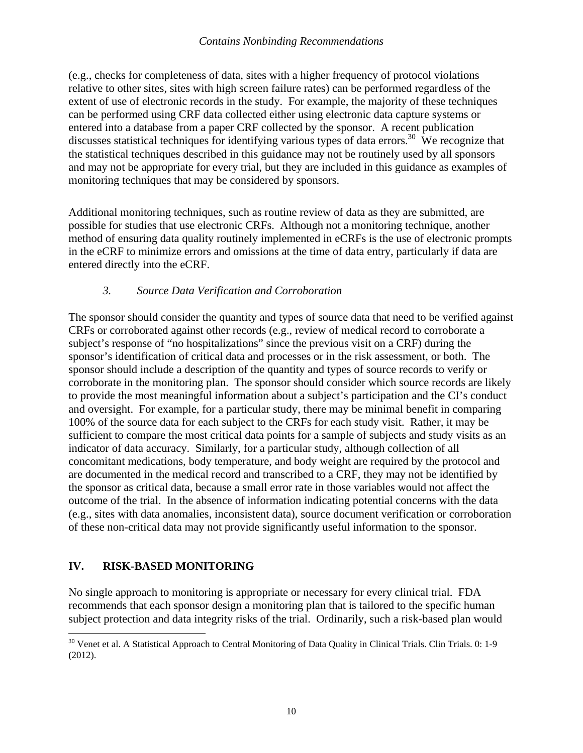(e.g., checks for completeness of data, sites with a higher frequency of protocol violations relative to other sites, sites with high screen failure rates) can be performed regardless of the extent of use of electronic records in the study. For example, the majority of these techniques can be performed using CRF data collected either using electronic data capture systems or entered into a database from a paper CRF collected by the sponsor. A recent publication discusses statistical techniques for identifying various types of data errors.[30] We recognize that the statistical techniques described in this guidance may not be routinely used by all sponsors and may not be appropriate for every trial, but they are included in this guidance as examples of monitoring techniques that may be considered by sponsors.

Additional monitoring techniques, such as routine review of data as they are submitted, are possible for studies that use electronic CRFs. Although not a monitoring technique, another method of ensuring data quality routinely implemented in eCRFs is the use of electronic prompts in the eCRF to minimize errors and omissions at the time of data entry, particularly if data are entered directly into the eCRF.

### *3. Source Data Verification and Corroboration*

The sponsor should consider the quantity and types of source data that need to be verified against CRFs or corroborated against other records (e.g., review of medical record to corroborate a subject's response of "no hospitalizations" since the previous visit on a CRF) during the sponsor's identification of critical data and processes or in the risk assessment, or both. The sponsor should include a description of the quantity and types of source records to verify or corroborate in the monitoring plan. The sponsor should consider which source records are likely to provide the most meaningful information about a subject's participation and the CI's conduct and oversight. For example, for a particular study, there may be minimal benefit in comparing 100% of the source data for each subject to the CRFs for each study visit. Rather, it may be sufficient to compare the most critical data points for a sample of subjects and study visits as an indicator of data accuracy. Similarly, for a particular study, although collection of all concomitant medications, body temperature, and body weight are required by the protocol and are documented in the medical record and transcribed to a CRF, they may not be identified by the sponsor as critical data, because a small error rate in those variables would not affect the outcome of the trial. In the absence of information indicating potential concerns with the data (e.g., sites with data anomalies, inconsistent data), source document verification or corroboration of these non-critical data may not provide significantly useful information to the sponsor.

## IV. RISK-BASED MONITORING

No single approach to monitoring is appropriate or necessary for every clinical trial. FDA recommends that each sponsor design a monitoring plan that is tailored to the specific human subject protection and data integrity risks of the trial. Ordinarily, such a risk-based plan would

[30] Venet et al. A Statistical Approach to Central Monitoring of Data Quality in Clinical Trials. Clin Trials. 0: 1-9 (2012).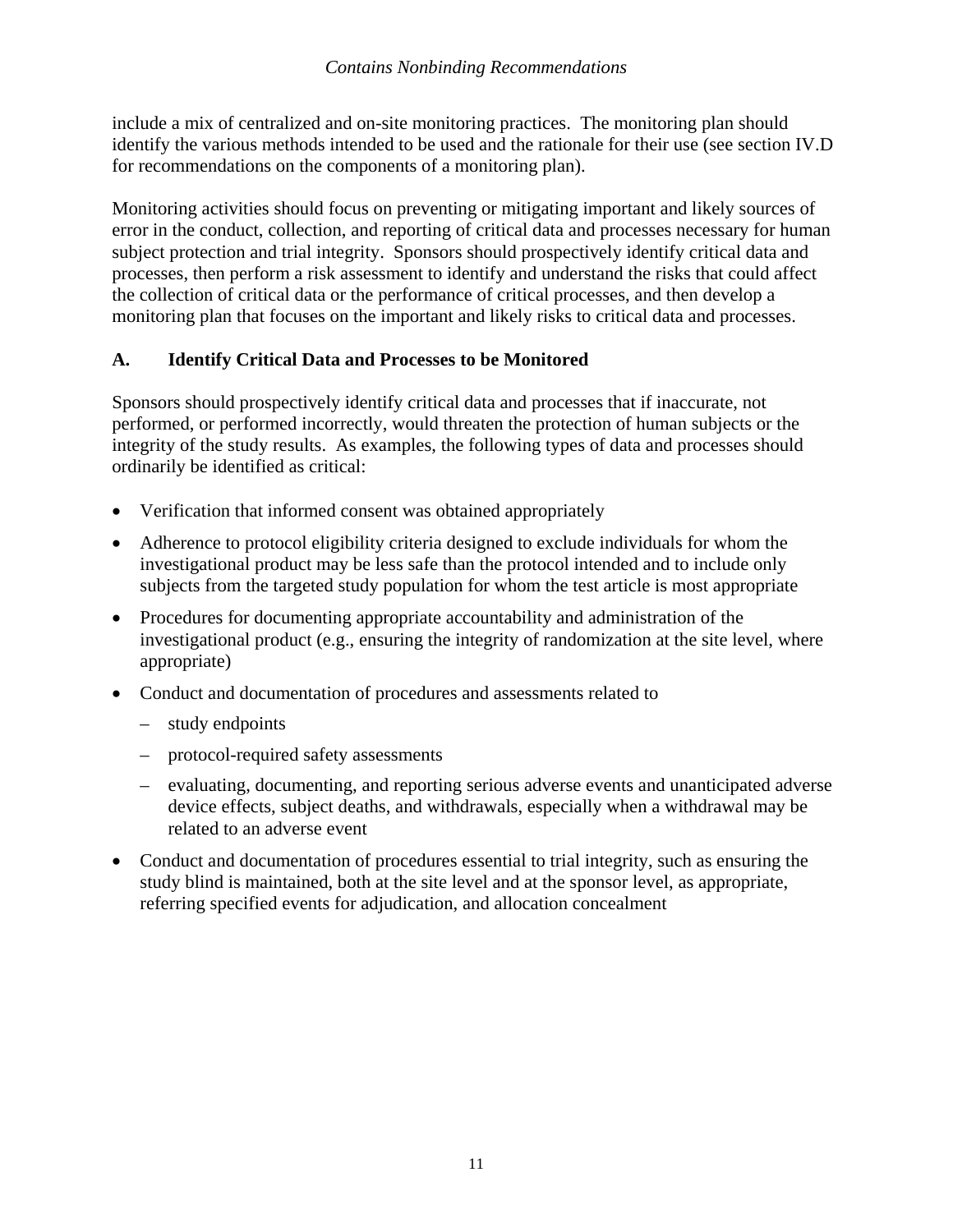include a mix of centralized and on-site monitoring practices. The monitoring plan should identify the various methods intended to be used and the rationale for their use (see section IV.D for recommendations on the components of a monitoring plan).

Monitoring activities should focus on preventing or mitigating important and likely sources of error in the conduct, collection, and reporting of critical data and processes necessary for human subject protection and trial integrity. Sponsors should prospectively identify critical data and processes, then perform a risk assessment to identify and understand the risks that could affect the collection of critical data or the performance of critical processes, and then develop a monitoring plan that focuses on the important and likely risks to critical data and processes.

### A. Identify Critical Data and Processes to be Monitored

Sponsors should prospectively identify critical data and processes that if inaccurate, not performed, or performed incorrectly, would threaten the protection of human subjects or the integrity of the study results. As examples, the following types of data and processes should ordinarily be identified as critical:

- Verification that informed consent was obtained appropriately
- Adherence to protocol eligibility criteria designed to exclude individuals for whom the investigational product may be less safe than the protocol intended and to include only subjects from the targeted study population for whom the test article is most appropriate
- Procedures for documenting appropriate accountability and administration of the investigational product (e.g., ensuring the integrity of randomization at the site level, where appropriate)
- Conduct and documentation of procedures and assessments related to
  - study endpoints
  - protocol-required safety assessments
  - evaluating, documenting, and reporting serious adverse events and unanticipated adverse device effects, subject deaths, and withdrawals, especially when a withdrawal may be related to an adverse event
- Conduct and documentation of procedures essential to trial integrity, such as ensuring the study blind is maintained, both at the site level and at the sponsor level, as appropriate, referring specified events for adjudication, and allocation concealment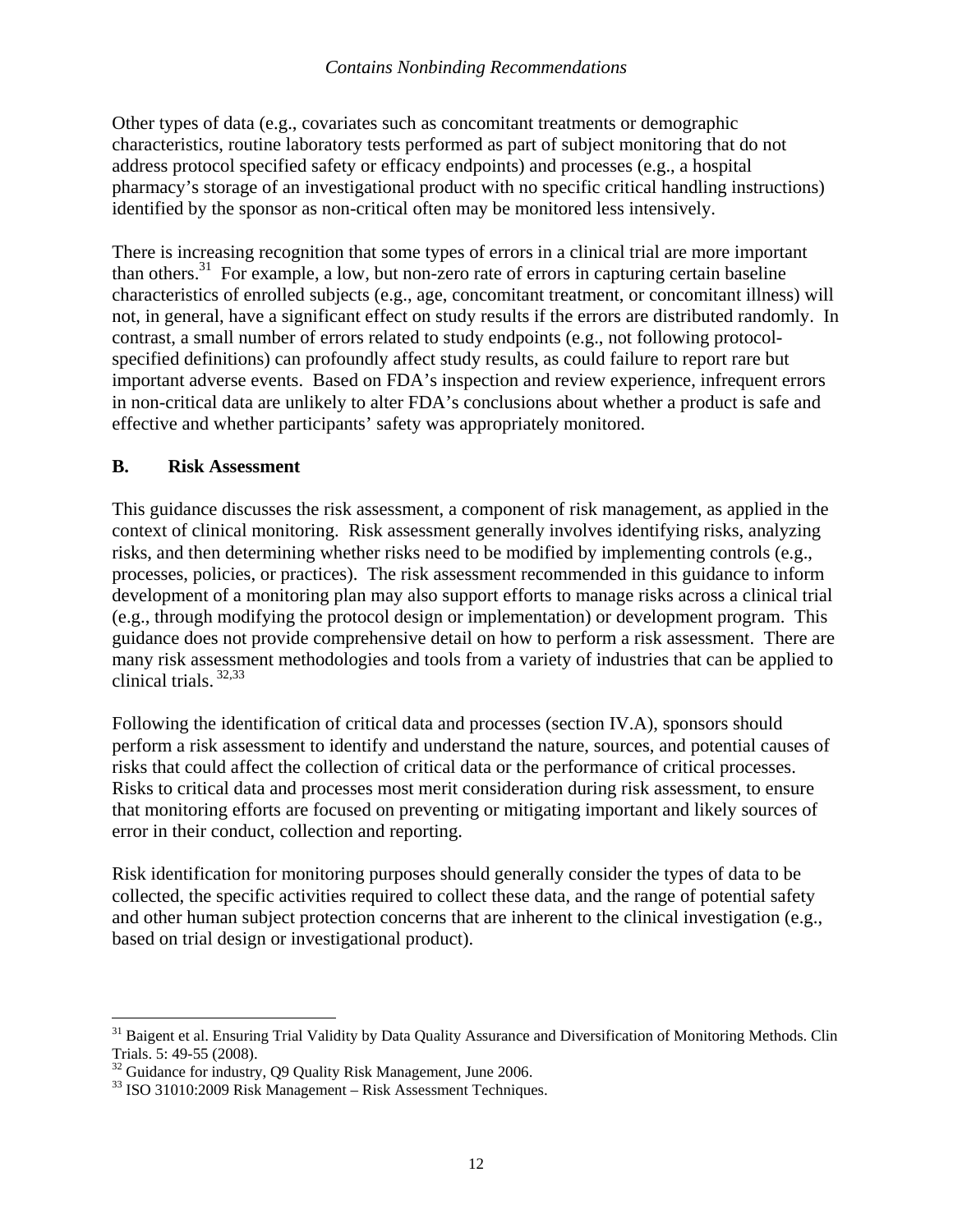Other types of data (e.g., covariates such as concomitant treatments or demographic characteristics, routine laboratory tests performed as part of subject monitoring that do not address protocol specified safety or efficacy endpoints) and processes (e.g., a hospital pharmacy's storage of an investigational product with no specific critical handling instructions) identified by the sponsor as non-critical often may be monitored less intensively.

There is increasing recognition that some types of errors in a clinical trial are more important than others.[31] For example, a low, but non-zero rate of errors in capturing certain baseline characteristics of enrolled subjects (e.g., age, concomitant treatment, or concomitant illness) will not, in general, have a significant effect on study results if the errors are distributed randomly. In contrast, a small number of errors related to study endpoints (e.g., not following protocol-specified definitions) can profoundly affect study results, as could failure to report rare but important adverse events. Based on FDA's inspection and review experience, infrequent errors in non-critical data are unlikely to alter FDA's conclusions about whether a product is safe and effective and whether participants' safety was appropriately monitored.

### B. Risk Assessment

This guidance discusses the risk assessment, a component of risk management, as applied in the context of clinical monitoring. Risk assessment generally involves identifying risks, analyzing risks, and then determining whether risks need to be modified by implementing controls (e.g., processes, policies, or practices). The risk assessment recommended in this guidance to inform development of a monitoring plan may also support efforts to manage risks across a clinical trial (e.g., through modifying the protocol design or implementation) or development program. This guidance does not provide comprehensive detail on how to perform a risk assessment. There are many risk assessment methodologies and tools from a variety of industries that can be applied to clinical trials.[32,33]

Following the identification of critical data and processes (section IV.A), sponsors should perform a risk assessment to identify and understand the nature, sources, and potential causes of risks that could affect the collection of critical data or the performance of critical processes. Risks to critical data and processes most merit consideration during risk assessment, to ensure that monitoring efforts are focused on preventing or mitigating important and likely sources of error in their conduct, collection and reporting.

Risk identification for monitoring purposes should generally consider the types of data to be collected, the specific activities required to collect these data, and the range of potential safety and other human subject protection concerns that are inherent to the clinical investigation (e.g., based on trial design or investigational product).

---

[31] Baigent et al. Ensuring Trial Validity by Data Quality Assurance and Diversification of Monitoring Methods. Clin Trials. 5: 49-55 (2008).

[32] Guidance for industry, Q9 Quality Risk Management, June 2006.

[33] ISO 31010:2009 Risk Management – Risk Assessment Techniques.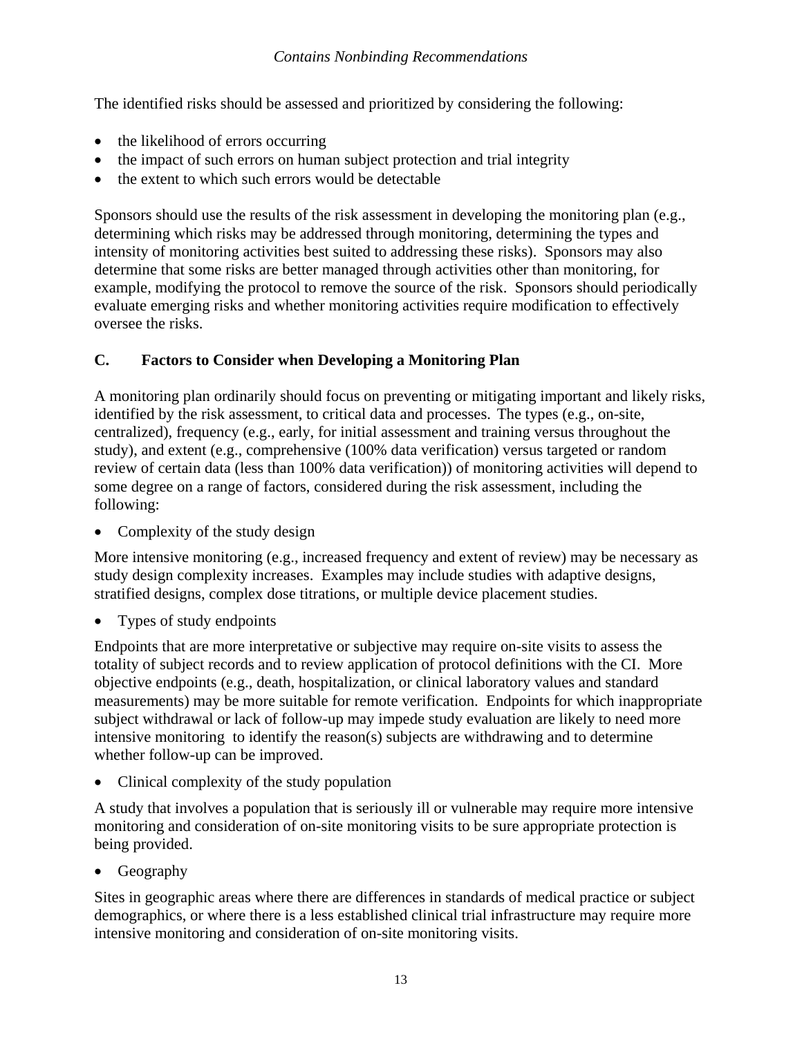The identified risks should be assessed and prioritized by considering the following:

- the likelihood of errors occurring
- the impact of such errors on human subject protection and trial integrity
- the extent to which such errors would be detectable

Sponsors should use the results of the risk assessment in developing the monitoring plan (e.g., determining which risks may be addressed through monitoring, determining the types and intensity of monitoring activities best suited to addressing these risks). Sponsors may also determine that some risks are better managed through activities other than monitoring, for example, modifying the protocol to remove the source of the risk. Sponsors should periodically evaluate emerging risks and whether monitoring activities require modification to effectively oversee the risks.

### C. Factors to Consider when Developing a Monitoring Plan

A monitoring plan ordinarily should focus on preventing or mitigating important and likely risks, identified by the risk assessment, to critical data and processes. The types (e.g., on-site, centralized), frequency (e.g., early, for initial assessment and training versus throughout the study), and extent (e.g., comprehensive (100% data verification) versus targeted or random review of certain data (less than 100% data verification)) of monitoring activities will depend to some degree on a range of factors, considered during the risk assessment, including the following:

- Complexity of the study design

More intensive monitoring (e.g., increased frequency and extent of review) may be necessary as study design complexity increases. Examples may include studies with adaptive designs, stratified designs, complex dose titrations, or multiple device placement studies.

- Types of study endpoints

Endpoints that are more interpretative or subjective may require on-site visits to assess the totality of subject records and to review application of protocol definitions with the CI. More objective endpoints (e.g., death, hospitalization, or clinical laboratory values and standard measurements) may be more suitable for remote verification. Endpoints for which inappropriate subject withdrawal or lack of follow-up may impede study evaluation are likely to need more intensive monitoring to identify the reason(s) subjects are withdrawing and to determine whether follow-up can be improved.

- Clinical complexity of the study population

A study that involves a population that is seriously ill or vulnerable may require more intensive monitoring and consideration of on-site monitoring visits to be sure appropriate protection is being provided.

- Geography

Sites in geographic areas where there are differences in standards of medical practice or subject demographics, or where there is a less established clinical trial infrastructure may require more intensive monitoring and consideration of on-site monitoring visits.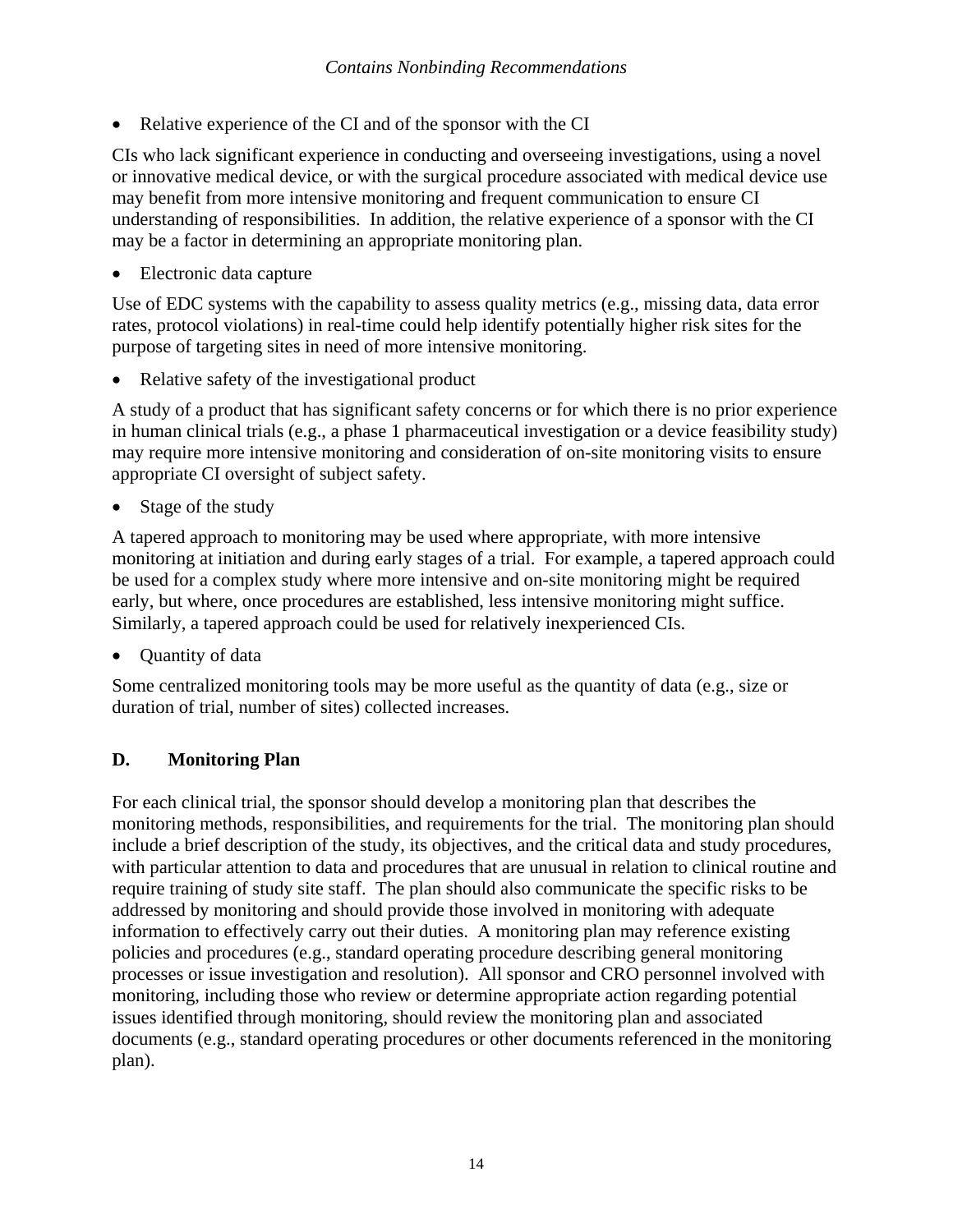- Relative experience of the CI and of the sponsor with the CI

CIs who lack significant experience in conducting and overseeing investigations, using a novel or innovative medical device, or with the surgical procedure associated with medical device use may benefit from more intensive monitoring and frequent communication to ensure CI understanding of responsibilities. In addition, the relative experience of a sponsor with the CI may be a factor in determining an appropriate monitoring plan.

- Electronic data capture

Use of EDC systems with the capability to assess quality metrics (e.g., missing data, data error rates, protocol violations) in real-time could help identify potentially higher risk sites for the purpose of targeting sites in need of more intensive monitoring.

- Relative safety of the investigational product

A study of a product that has significant safety concerns or for which there is no prior experience in human clinical trials (e.g., a phase 1 pharmaceutical investigation or a device feasibility study) may require more intensive monitoring and consideration of on-site monitoring visits to ensure appropriate CI oversight of subject safety.

- Stage of the study

A tapered approach to monitoring may be used where appropriate, with more intensive monitoring at initiation and during early stages of a trial. For example, a tapered approach could be used for a complex study where more intensive and on-site monitoring might be required early, but where, once procedures are established, less intensive monitoring might suffice. Similarly, a tapered approach could be used for relatively inexperienced CIs.

- Quantity of data

Some centralized monitoring tools may be more useful as the quantity of data (e.g., size or duration of trial, number of sites) collected increases.

### D. Monitoring Plan

For each clinical trial, the sponsor should develop a monitoring plan that describes the monitoring methods, responsibilities, and requirements for the trial. The monitoring plan should include a brief description of the study, its objectives, and the critical data and study procedures, with particular attention to data and procedures that are unusual in relation to clinical routine and require training of study site staff. The plan should also communicate the specific risks to be addressed by monitoring and should provide those involved in monitoring with adequate information to effectively carry out their duties. A monitoring plan may reference existing policies and procedures (e.g., standard operating procedure describing general monitoring processes or issue investigation and resolution). All sponsor and CRO personnel involved with monitoring, including those who review or determine appropriate action regarding potential issues identified through monitoring, should review the monitoring plan and associated documents (e.g., standard operating procedures or other documents referenced in the monitoring plan).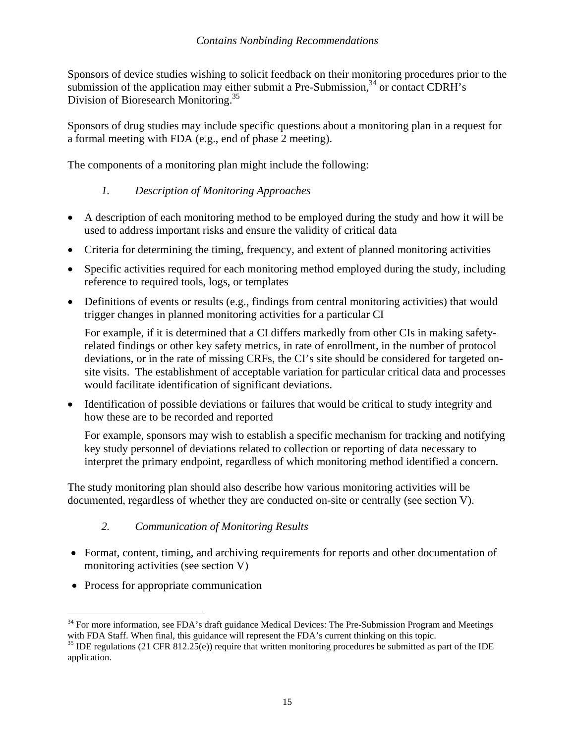Sponsors of device studies wishing to solicit feedback on their monitoring procedures prior to the submission of the application may either submit a Pre-Submission,[34] or contact CDRH's Division of Bioresearch Monitoring.[35]

Sponsors of drug studies may include specific questions about a monitoring plan in a request for a formal meeting with FDA (e.g., end of phase 2 meeting).

The components of a monitoring plan might include the following:

### *1. Description of Monitoring Approaches*

- A description of each monitoring method to be employed during the study and how it will be used to address important risks and ensure the validity of critical data
- Criteria for determining the timing, frequency, and extent of planned monitoring activities
- Specific activities required for each monitoring method employed during the study, including reference to required tools, logs, or templates
- Definitions of events or results (e.g., findings from central monitoring activities) that would trigger changes in planned monitoring activities for a particular CI

  For example, if it is determined that a CI differs markedly from other CIs in making safety-related findings or other key safety metrics, in rate of enrollment, in the number of protocol deviations, or in the rate of missing CRFs, the CI's site should be considered for targeted on-site visits. The establishment of acceptable variation for particular critical data and processes would facilitate identification of significant deviations.

- Identification of possible deviations or failures that would be critical to study integrity and how these are to be recorded and reported

  For example, sponsors may wish to establish a specific mechanism for tracking and notifying key study personnel of deviations related to collection or reporting of data necessary to interpret the primary endpoint, regardless of which monitoring method identified a concern.

The study monitoring plan should also describe how various monitoring activities will be documented, regardless of whether they are conducted on-site or centrally (see section V).

### *2. Communication of Monitoring Results*

- Format, content, timing, and archiving requirements for reports and other documentation of monitoring activities (see section V)
- Process for appropriate communication

---

[34] For more information, see FDA's draft guidance Medical Devices: The Pre-Submission Program and Meetings with FDA Staff. When final, this guidance will represent the FDA's current thinking on this topic.

[35] IDE regulations (21 CFR 812.25(e)) require that written monitoring procedures be submitted as part of the IDE application.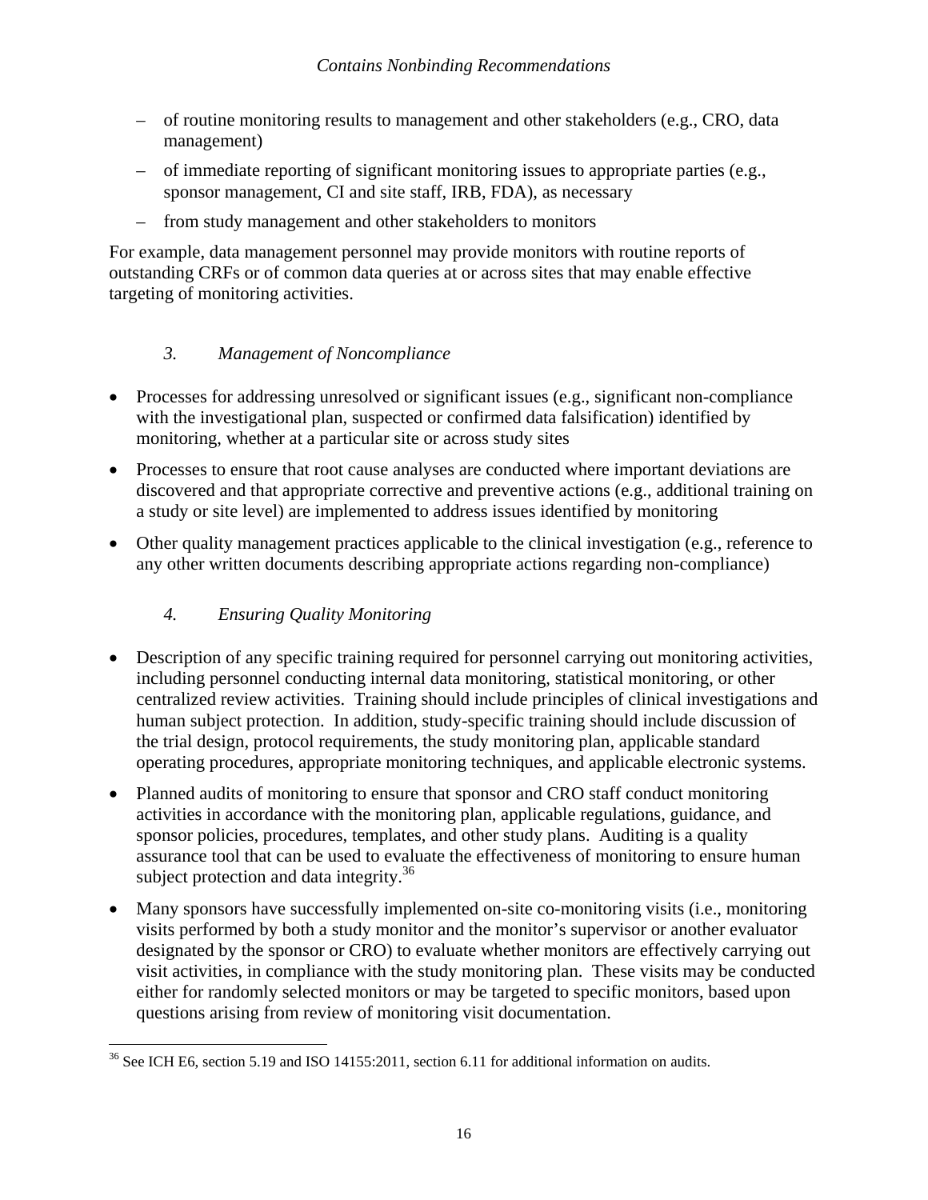- of routine monitoring results to management and other stakeholders (e.g., CRO, data management)
- of immediate reporting of significant monitoring issues to appropriate parties (e.g., sponsor management, CI and site staff, IRB, FDA), as necessary
- from study management and other stakeholders to monitors

For example, data management personnel may provide monitors with routine reports of outstanding CRFs or of common data queries at or across sites that may enable effective targeting of monitoring activities.

### *3. Management of Noncompliance*

- Processes for addressing unresolved or significant issues (e.g., significant non-compliance with the investigational plan, suspected or confirmed data falsification) identified by monitoring, whether at a particular site or across study sites
- Processes to ensure that root cause analyses are conducted where important deviations are discovered and that appropriate corrective and preventive actions (e.g., additional training on a study or site level) are implemented to address issues identified by monitoring
- Other quality management practices applicable to the clinical investigation (e.g., reference to any other written documents describing appropriate actions regarding non-compliance)

### *4. Ensuring Quality Monitoring*

- Description of any specific training required for personnel carrying out monitoring activities, including personnel conducting internal data monitoring, statistical monitoring, or other centralized review activities. Training should include principles of clinical investigations and human subject protection. In addition, study-specific training should include discussion of the trial design, protocol requirements, the study monitoring plan, applicable standard operating procedures, appropriate monitoring techniques, and applicable electronic systems.
- Planned audits of monitoring to ensure that sponsor and CRO staff conduct monitoring activities in accordance with the monitoring plan, applicable regulations, guidance, and sponsor policies, procedures, templates, and other study plans. Auditing is a quality assurance tool that can be used to evaluate the effectiveness of monitoring to ensure human subject protection and data integrity.[36]
- Many sponsors have successfully implemented on-site co-monitoring visits (i.e., monitoring visits performed by both a study monitor and the monitor's supervisor or another evaluator designated by the sponsor or CRO) to evaluate whether monitors are effectively carrying out visit activities, in compliance with the study monitoring plan. These visits may be conducted either for randomly selected monitors or may be targeted to specific monitors, based upon questions arising from review of monitoring visit documentation.

---

[36] See ICH E6, section 5.19 and ISO 14155:2011, section 6.11 for additional information on audits.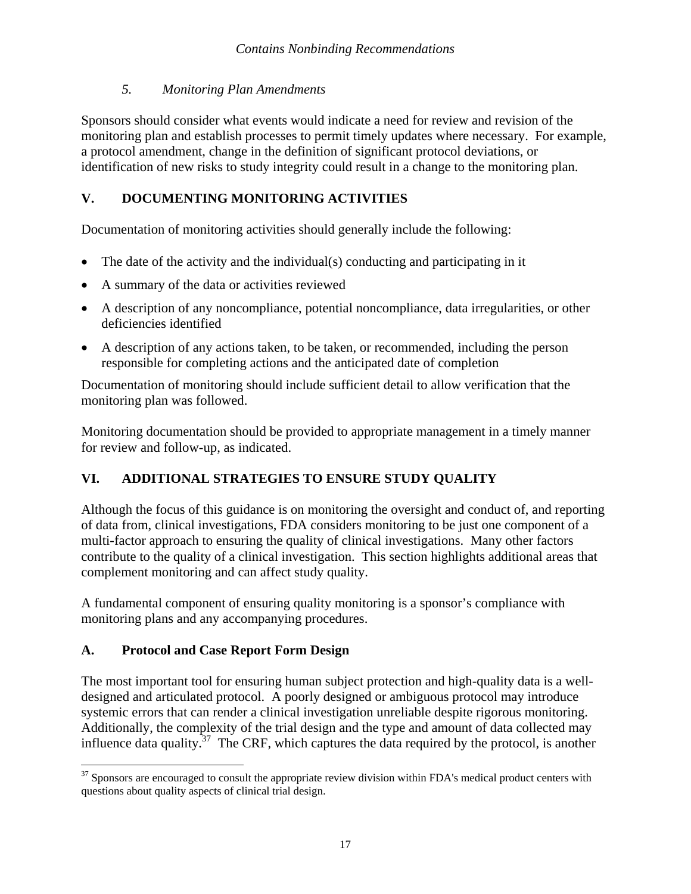### *5. Monitoring Plan Amendments*

Sponsors should consider what events would indicate a need for review and revision of the monitoring plan and establish processes to permit timely updates where necessary. For example, a protocol amendment, change in the definition of significant protocol deviations, or identification of new risks to study integrity could result in a change to the monitoring plan.

## V. DOCUMENTING MONITORING ACTIVITIES

Documentation of monitoring activities should generally include the following:

- The date of the activity and the individual(s) conducting and participating in it
- A summary of the data or activities reviewed
- A description of any noncompliance, potential noncompliance, data irregularities, or other deficiencies identified
- A description of any actions taken, to be taken, or recommended, including the person responsible for completing actions and the anticipated date of completion

Documentation of monitoring should include sufficient detail to allow verification that the monitoring plan was followed.

Monitoring documentation should be provided to appropriate management in a timely manner for review and follow-up, as indicated.

## VI. ADDITIONAL STRATEGIES TO ENSURE STUDY QUALITY

Although the focus of this guidance is on monitoring the oversight and conduct of, and reporting of data from, clinical investigations, FDA considers monitoring to be just one component of a multi-factor approach to ensuring the quality of clinical investigations. Many other factors contribute to the quality of a clinical investigation. This section highlights additional areas that complement monitoring and can affect study quality.

A fundamental component of ensuring quality monitoring is a sponsor's compliance with monitoring plans and any accompanying procedures.

### A. Protocol and Case Report Form Design

The most important tool for ensuring human subject protection and high-quality data is a well-designed and articulated protocol. A poorly designed or ambiguous protocol may introduce systemic errors that can render a clinical investigation unreliable despite rigorous monitoring. Additionally, the complexity of the trial design and the type and amount of data collected may influence data quality.[37] The CRF, which captures the data required by the protocol, is another

[37] Sponsors are encouraged to consult the appropriate review division within FDA's medical product centers with questions about quality aspects of clinical trial design.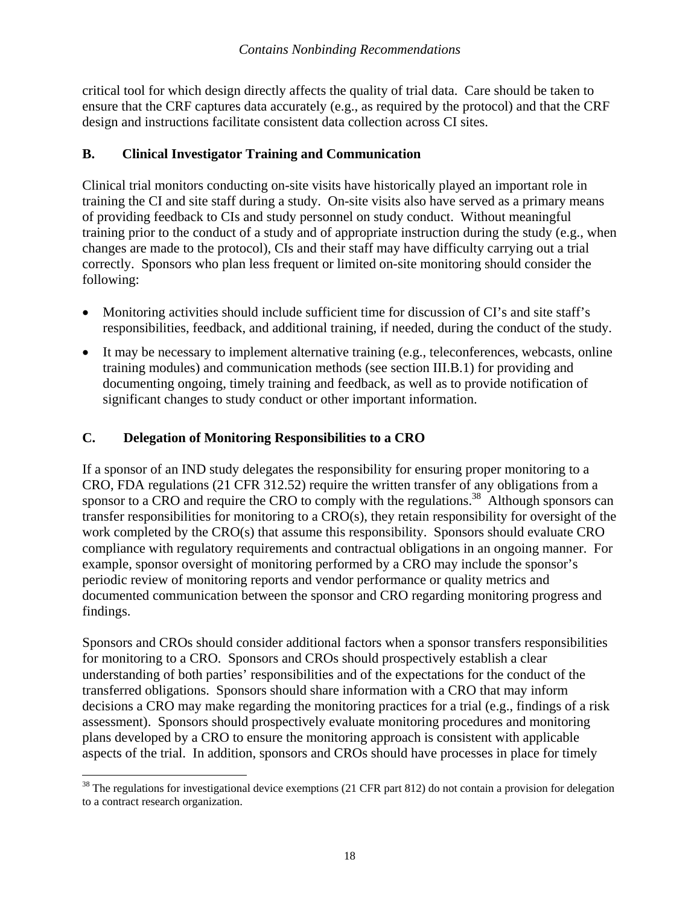critical tool for which design directly affects the quality of trial data. Care should be taken to ensure that the CRF captures data accurately (e.g., as required by the protocol) and that the CRF design and instructions facilitate consistent data collection across CI sites.

### B. Clinical Investigator Training and Communication

Clinical trial monitors conducting on-site visits have historically played an important role in training the CI and site staff during a study. On-site visits also have served as a primary means of providing feedback to CIs and study personnel on study conduct. Without meaningful training prior to the conduct of a study and of appropriate instruction during the study (e.g., when changes are made to the protocol), CIs and their staff may have difficulty carrying out a trial correctly. Sponsors who plan less frequent or limited on-site monitoring should consider the following:

- Monitoring activities should include sufficient time for discussion of CI's and site staff's responsibilities, feedback, and additional training, if needed, during the conduct of the study.
- It may be necessary to implement alternative training (e.g., teleconferences, webcasts, online training modules) and communication methods (see section III.B.1) for providing and documenting ongoing, timely training and feedback, as well as to provide notification of significant changes to study conduct or other important information.

### C. Delegation of Monitoring Responsibilities to a CRO

If a sponsor of an IND study delegates the responsibility for ensuring proper monitoring to a CRO, FDA regulations (21 CFR 312.52) require the written transfer of any obligations from a sponsor to a CRO and require the CRO to comply with the regulations.[38] Although sponsors can transfer responsibilities for monitoring to a CRO(s), they retain responsibility for oversight of the work completed by the CRO(s) that assume this responsibility. Sponsors should evaluate CRO compliance with regulatory requirements and contractual obligations in an ongoing manner. For example, sponsor oversight of monitoring performed by a CRO may include the sponsor's periodic review of monitoring reports and vendor performance or quality metrics and documented communication between the sponsor and CRO regarding monitoring progress and findings.

Sponsors and CROs should consider additional factors when a sponsor transfers responsibilities for monitoring to a CRO. Sponsors and CROs should prospectively establish a clear understanding of both parties' responsibilities and of the expectations for the conduct of the transferred obligations. Sponsors should share information with a CRO that may inform decisions a CRO may make regarding the monitoring practices for a trial (e.g., findings of a risk assessment). Sponsors should prospectively evaluate monitoring procedures and monitoring plans developed by a CRO to ensure the monitoring approach is consistent with applicable aspects of the trial. In addition, sponsors and CROs should have processes in place for timely

[38] The regulations for investigational device exemptions (21 CFR part 812) do not contain a provision for delegation to a contract research organization.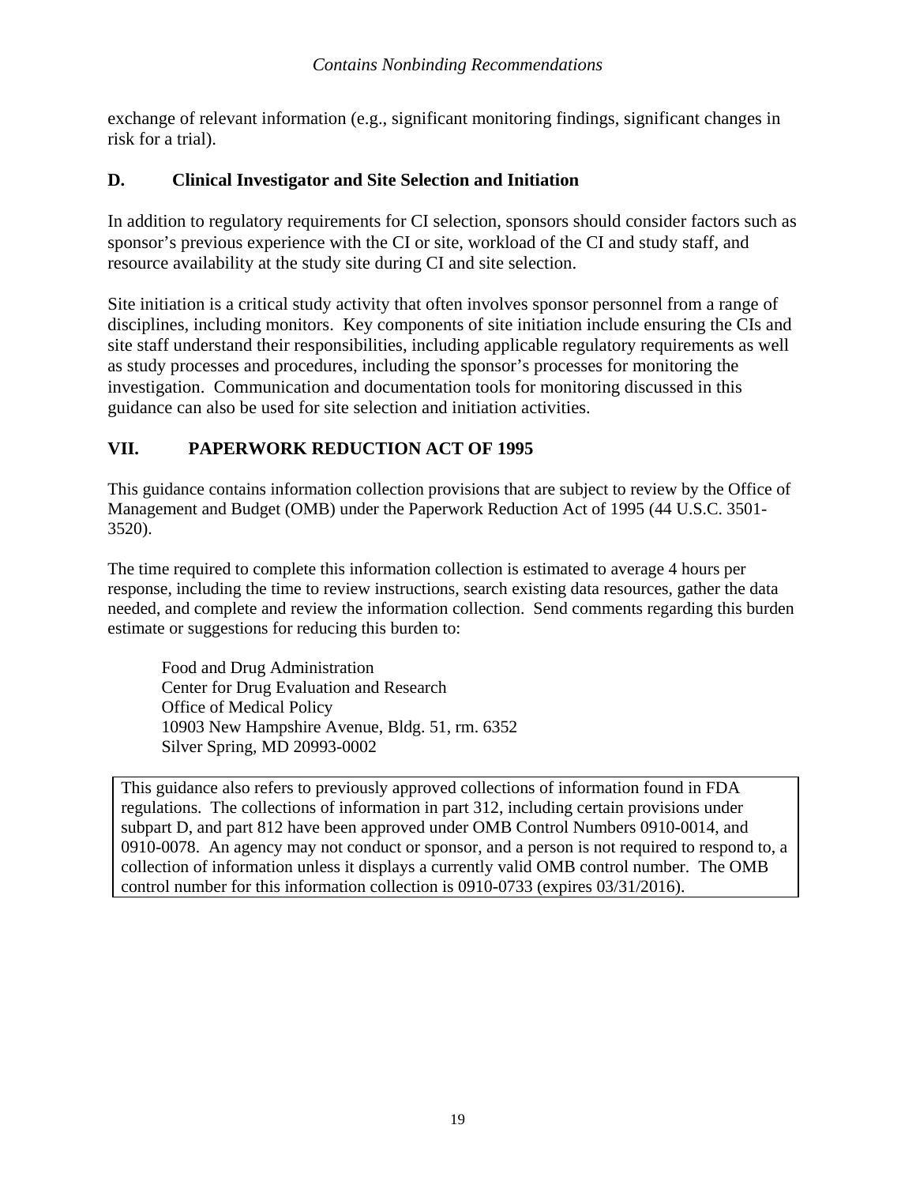exchange of relevant information (e.g., significant monitoring findings, significant changes in risk for a trial).

### D. Clinical Investigator and Site Selection and Initiation

In addition to regulatory requirements for CI selection, sponsors should consider factors such as sponsor's previous experience with the CI or site, workload of the CI and study staff, and resource availability at the study site during CI and site selection.

Site initiation is a critical study activity that often involves sponsor personnel from a range of disciplines, including monitors. Key components of site initiation include ensuring the CIs and site staff understand their responsibilities, including applicable regulatory requirements as well as study processes and procedures, including the sponsor's processes for monitoring the investigation. Communication and documentation tools for monitoring discussed in this guidance can also be used for site selection and initiation activities.

## VII. PAPERWORK REDUCTION ACT OF 1995

This guidance contains information collection provisions that are subject to review by the Office of Management and Budget (OMB) under the Paperwork Reduction Act of 1995 (44 U.S.C. 3501-3520).

The time required to complete this information collection is estimated to average 4 hours per response, including the time to review instructions, search existing data resources, gather the data needed, and complete and review the information collection. Send comments regarding this burden estimate or suggestions for reducing this burden to:

Food and Drug Administration
Center for Drug Evaluation and Research
Office of Medical Policy
10903 New Hampshire Avenue, Bldg. 51, rm. 6352
Silver Spring, MD 20993-0002

This guidance also refers to previously approved collections of information found in FDA regulations. The collections of information in part 312, including certain provisions under subpart D, and part 812 have been approved under OMB Control Numbers 0910-0014, and 0910-0078. An agency may not conduct or sponsor, and a person is not required to respond to, a collection of information unless it displays a currently valid OMB control number. The OMB control number for this information collection is 0910-0733 (expires 03/31/2016).